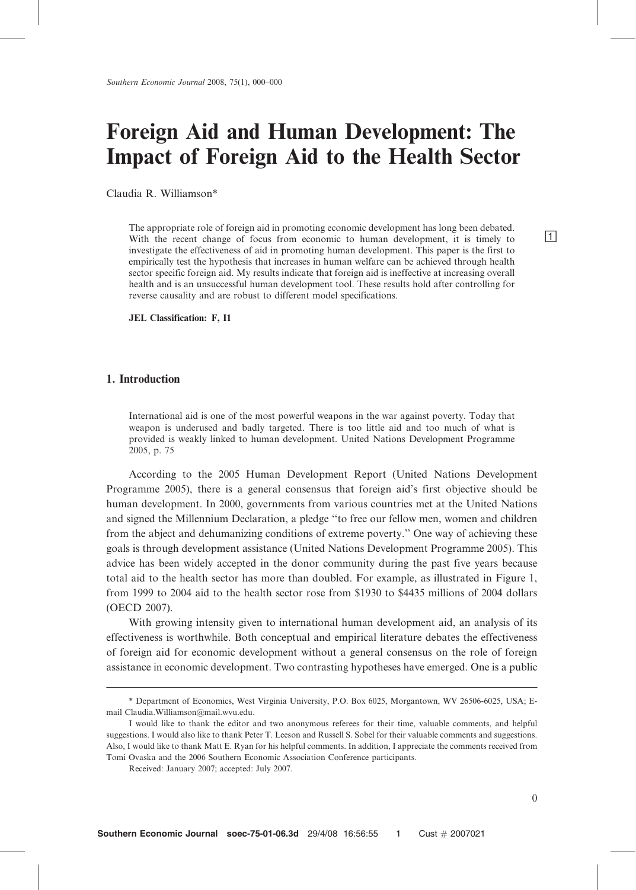# Foreign Aid and Human Development: The Impact of Foreign Aid to the Health Sector

Claudia R. Williamson*

> The appropriate role of foreign aid in promoting economic development has long been debated. With the recent change of focus from economic to human development, it is timely to investigate the effectiveness of aid in promoting human development. This paper is the first to empirically test the hypothesis that increases in human welfare can be achieved through health sector specific foreign aid. My results indicate that foreign aid is ineffective at increasing overall health and is an unsuccessful human development tool. These results hold after controlling for reverse causality and are robust to different model specifications.
>
> **JEL Classification: F, I1**

## 1. Introduction

> International aid is one of the most powerful weapons in the war against poverty. Today that weapon is underused and badly targeted. There is too little aid and too much of what is provided is weakly linked to human development. United Nations Development Programme 2005, p. 75

According to the 2005 Human Development Report (United Nations Development Programme 2005), there is a general consensus that foreign aid's first objective should be human development. In 2000, governments from various countries met at the United Nations and signed the Millennium Declaration, a pledge "to free our fellow men, women and children from the abject and dehumanizing conditions of extreme poverty." One way of achieving these goals is through development assistance (United Nations Development Programme 2005). This advice has been widely accepted in the donor community during the past five years because total aid to the health sector has more than doubled. For example, as illustrated in Figure 1, from 1999 to 2004 aid to the health sector rose from $1930 to $4435 millions of 2004 dollars (OECD 2007).

With growing intensity given to international human development aid, an analysis of its effectiveness is worthwhile. Both conceptual and empirical literature debates the effectiveness of foreign aid for economic development without a general consensus on the role of foreign assistance in economic development. Two contrasting hypotheses have emerged. One is a public

---

\* Department of Economics, West Virginia University, P.O. Box 6025, Morgantown, WV 26506-6025, USA; E-mail Claudia.Williamson@mail.wvu.edu.

I would like to thank the editor and two anonymous referees for their time, valuable comments, and helpful suggestions. I would also like to thank Peter T. Leeson and Russell S. Sobel for their valuable comments and suggestions. Also, I would like to thank Matt E. Ryan for his helpful comments. In addition, I appreciate the comments received from Tomi Ovaska and the 2006 Southern Economic Association Conference participants.

Received: January 2007; accepted: July 2007.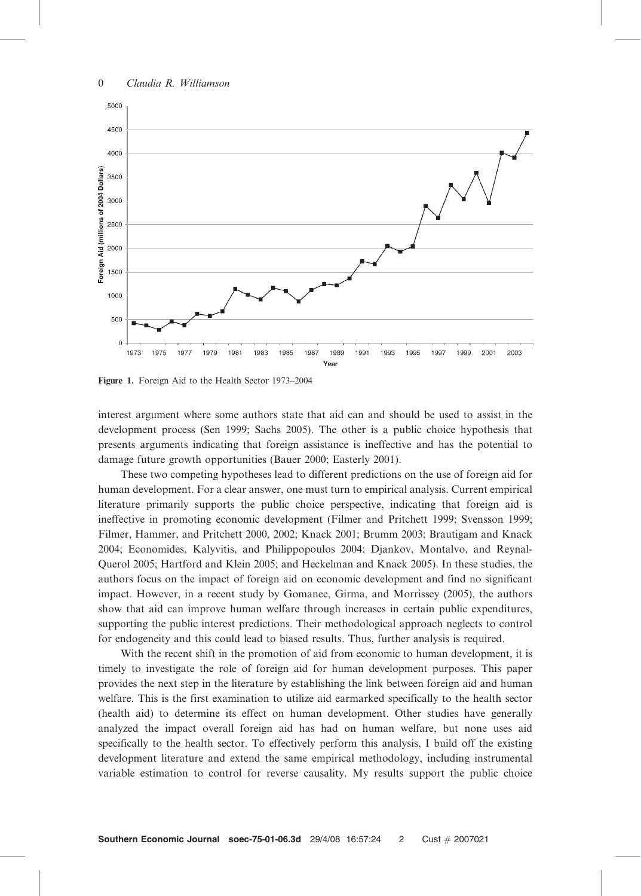Figure 1. Foreign Aid to the Health Sector 1973–2004

interest argument where some authors state that aid can and should be used to assist in the development process (Sen 1999; Sachs 2005). The other is a public choice hypothesis that presents arguments indicating that foreign assistance is ineffective and has the potential to damage future growth opportunities (Bauer 2000; Easterly 2001).

These two competing hypotheses lead to different predictions on the use of foreign aid for human development. For a clear answer, one must turn to empirical analysis. Current empirical literature primarily supports the public choice perspective, indicating that foreign aid is ineffective in promoting economic development (Filmer and Pritchett 1999; Svensson 1999; Filmer, Hammer, and Pritchett 2000, 2002; Knack 2001; Brumm 2003; Brautigam and Knack 2004; Economides, Kalyvitis, and Philippopoulos 2004; Djankov, Montalvo, and Reynal-Querol 2005; Hartford and Klein 2005; and Heckelman and Knack 2005). In these studies, the authors focus on the impact of foreign aid on economic development and find no significant impact. However, in a recent study by Gomanee, Girma, and Morrissey (2005), the authors show that aid can improve human welfare through increases in certain public expenditures, supporting the public interest predictions. Their methodological approach neglects to control for endogeneity and this could lead to biased results. Thus, further analysis is required.

With the recent shift in the promotion of aid from economic to human development, it is timely to investigate the role of foreign aid for human development purposes. This paper provides the next step in the literature by establishing the link between foreign aid and human welfare. This is the first examination to utilize aid earmarked specifically to the health sector (health aid) to determine its effect on human development. Other studies have generally analyzed the impact overall foreign aid has had on human welfare, but none uses aid specifically to the health sector. To effectively perform this analysis, I build off the existing development literature and extend the same empirical methodology, including instrumental variable estimation to control for reverse causality. My results support the public choice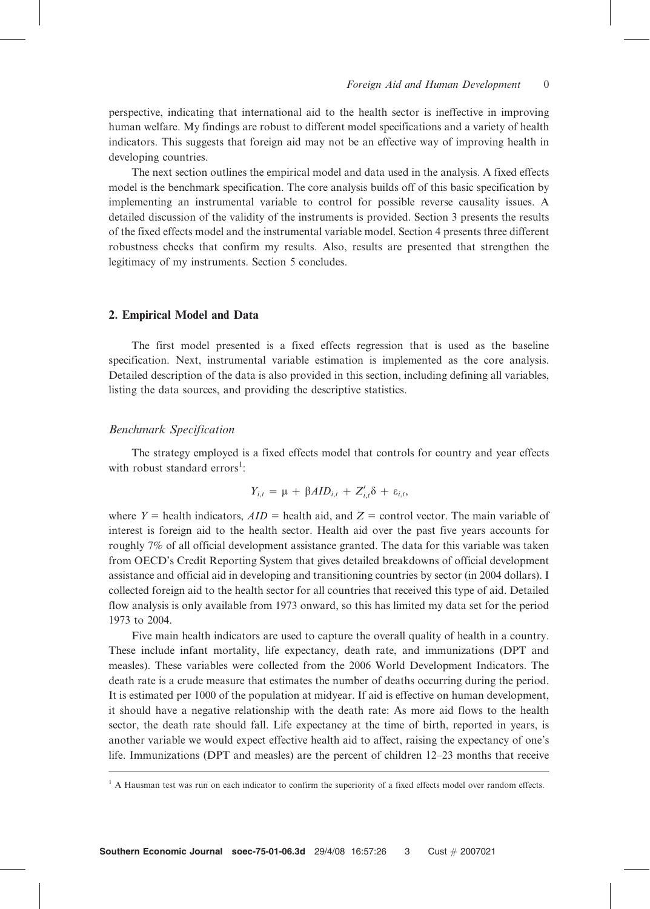perspective, indicating that international aid to the health sector is ineffective in improving human welfare. My findings are robust to different model specifications and a variety of health indicators. This suggests that foreign aid may not be an effective way of improving health in developing countries.

The next section outlines the empirical model and data used in the analysis. A fixed effects model is the benchmark specification. The core analysis builds off of this basic specification by implementing an instrumental variable to control for possible reverse causality issues. A detailed discussion of the validity of the instruments is provided. Section 3 presents the results of the fixed effects model and the instrumental variable model. Section 4 presents three different robustness checks that confirm my results. Also, results are presented that strengthen the legitimacy of my instruments. Section 5 concludes.

## 2. Empirical Model and Data

The first model presented is a fixed effects regression that is used as the baseline specification. Next, instrumental variable estimation is implemented as the core analysis. Detailed description of the data is also provided in this section, including defining all variables, listing the data sources, and providing the descriptive statistics.

### *Benchmark Specification*

The strategy employed is a fixed effects model that controls for country and year effects with robust standard errors[1]:

$$Y_{i,t} = \mu + \beta AID_{i,t} + Z'_{i,t}\delta + \varepsilon_{i,t},$$

where $Y$ = health indicators, $AID$ = health aid, and $Z$ = control vector. The main variable of interest is foreign aid to the health sector. Health aid over the past five years accounts for roughly 7% of all official development assistance granted. The data for this variable was taken from OECD's Credit Reporting System that gives detailed breakdowns of official development assistance and official aid in developing and transitioning countries by sector (in 2004 dollars). I collected foreign aid to the health sector for all countries that received this type of aid. Detailed flow analysis is only available from 1973 onward, so this has limited my data set for the period 1973 to 2004.

Five main health indicators are used to capture the overall quality of health in a country. These include infant mortality, life expectancy, death rate, and immunizations (DPT and measles). These variables were collected from the 2006 World Development Indicators. The death rate is a crude measure that estimates the number of deaths occurring during the period. It is estimated per 1000 of the population at midyear. If aid is effective on human development, it should have a negative relationship with the death rate: As more aid flows to the health sector, the death rate should fall. Life expectancy at the time of birth, reported in years, is another variable we would expect effective health aid to affect, raising the expectancy of one's life. Immunizations (DPT and measles) are the percent of children 12–23 months that receive

[1] A Hausman test was run on each indicator to confirm the superiority of a fixed effects model over random effects.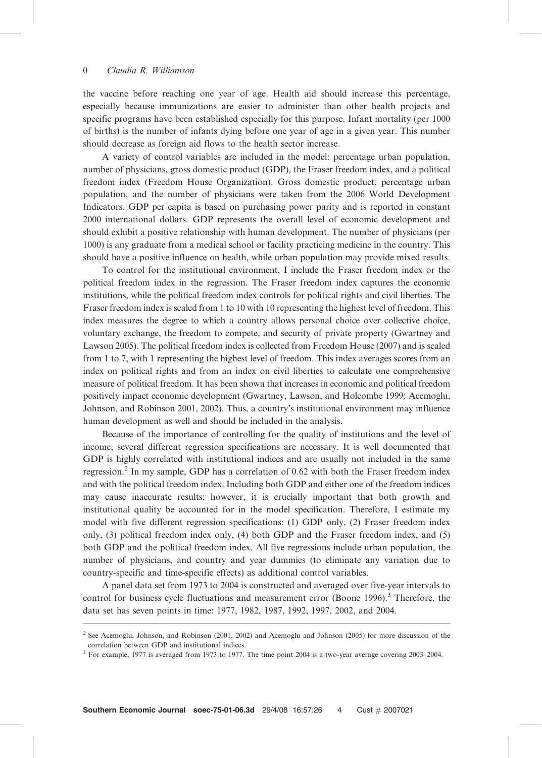the vaccine before reaching one year of age. Health aid should increase this percentage, especially because immunizations are easier to administer than other health projects and specific programs have been established especially for this purpose. Infant mortality (per 1000 of births) is the number of infants dying before one year of age in a given year. This number should decrease as foreign aid flows to the health sector increase.

A variety of control variables are included in the model: percentage urban population, number of physicians, gross domestic product (GDP), the Fraser freedom index, and a political freedom index (Freedom House Organization). Gross domestic product, percentage urban population, and the number of physicians were taken from the 2006 World Development Indicators. GDP per capita is based on purchasing power parity and is reported in constant 2000 international dollars. GDP represents the overall level of economic development and should exhibit a positive relationship with human development. The number of physicians (per 1000) is any graduate from a medical school or facility practicing medicine in the country. This should have a positive influence on health, while urban population may provide mixed results.

To control for the institutional environment, I include the Fraser freedom index or the political freedom index in the regression. The Fraser freedom index captures the economic institutions, while the political freedom index controls for political rights and civil liberties. The Fraser freedom index is scaled from 1 to 10 with 10 representing the highest level of freedom. This index measures the degree to which a country allows personal choice over collective choice, voluntary exchange, the freedom to compete, and security of private property (Gwartney and Lawson 2005). The political freedom index is collected from Freedom House (2007) and is scaled from 1 to 7, with 1 representing the highest level of freedom. This index averages scores from an index on political rights and from an index on civil liberties to calculate one comprehensive measure of political freedom. It has been shown that increases in economic and political freedom positively impact economic development (Gwartney, Lawson, and Holcombe 1999; Acemoglu, Johnson, and Robinson 2001, 2002). Thus, a country's institutional environment may influence human development as well and should be included in the analysis.

Because of the importance of controlling for the quality of institutions and the level of income, several different regression specifications are necessary. It is well documented that GDP is highly correlated with institutional indices and are usually not included in the same regression.[2] In my sample, GDP has a correlation of 0.62 with both the Fraser freedom index and with the political freedom index. Including both GDP and either one of the freedom indices may cause inaccurate results; however, it is crucially important that both growth and institutional quality be accounted for in the model specification. Therefore, I estimate my model with five different regression specifications: (1) GDP only, (2) Fraser freedom index only, (3) political freedom index only, (4) both GDP and the Fraser freedom index, and (5) both GDP and the political freedom index. All five regressions include urban population, the number of physicians, and country and year dummies (to eliminate any variation due to country-specific and time-specific effects) as additional control variables.

A panel data set from 1973 to 2004 is constructed and averaged over five-year intervals to control for business cycle fluctuations and measurement error (Boone 1996).[3] Therefore, the data set has seven points in time: 1977, 1982, 1987, 1992, 1997, 2002, and 2004.

---

[2] See Acemoglu, Johnson, and Robinson (2001, 2002) and Acemoglu and Johnson (2005) for more discussion of the correlation between GDP and institutional indices.

[3] For example, 1977 is averaged from 1973 to 1977. The time point 2004 is a two-year average covering 2003–2004.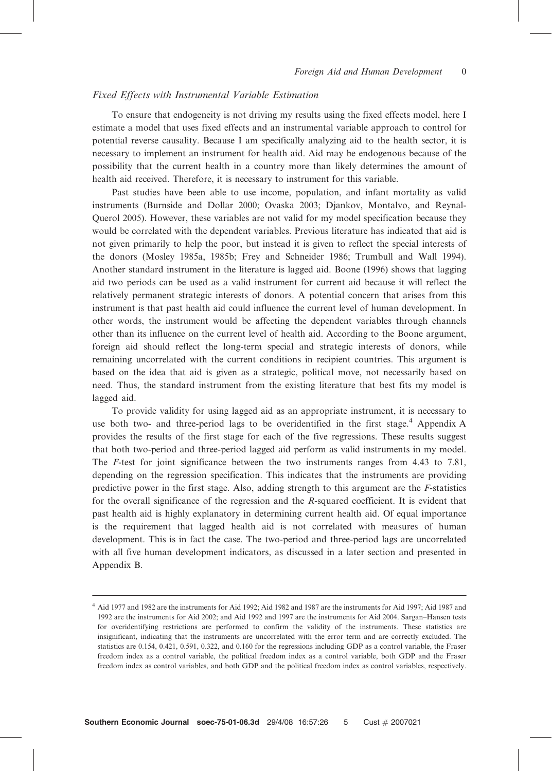### *Fixed Effects with Instrumental Variable Estimation*

To ensure that endogeneity is not driving my results using the fixed effects model, here I estimate a model that uses fixed effects and an instrumental variable approach to control for potential reverse causality. Because I am specifically analyzing aid to the health sector, it is necessary to implement an instrument for health aid. Aid may be endogenous because of the possibility that the current health in a country more than likely determines the amount of health aid received. Therefore, it is necessary to instrument for this variable.

Past studies have been able to use income, population, and infant mortality as valid instruments (Burnside and Dollar 2000; Ovaska 2003; Djankov, Montalvo, and Reynal-Querol 2005). However, these variables are not valid for my model specification because they would be correlated with the dependent variables. Previous literature has indicated that aid is not given primarily to help the poor, but instead it is given to reflect the special interests of the donors (Mosley 1985a, 1985b; Frey and Schneider 1986; Trumbull and Wall 1994). Another standard instrument in the literature is lagged aid. Boone (1996) shows that lagging aid two periods can be used as a valid instrument for current aid because it will reflect the relatively permanent strategic interests of donors. A potential concern that arises from this instrument is that past health aid could influence the current level of human development. In other words, the instrument would be affecting the dependent variables through channels other than its influence on the current level of health aid. According to the Boone argument, foreign aid should reflect the long-term special and strategic interests of donors, while remaining uncorrelated with the current conditions in recipient countries. This argument is based on the idea that aid is given as a strategic, political move, not necessarily based on need. Thus, the standard instrument from the existing literature that best fits my model is lagged aid.

To provide validity for using lagged aid as an appropriate instrument, it is necessary to use both two- and three-period lags to be overidentified in the first stage.[4] Appendix A provides the results of the first stage for each of the five regressions. These results suggest that both two-period and three-period lagged aid perform as valid instruments in my model. The *F*-test for joint significance between the two instruments ranges from 4.43 to 7.81, depending on the regression specification. This indicates that the instruments are providing predictive power in the first stage. Also, adding strength to this argument are the *F*-statistics for the overall significance of the regression and the *R*-squared coefficient. It is evident that past health aid is highly explanatory in determining current health aid. Of equal importance is the requirement that lagged health aid is not correlated with measures of human development. This is in fact the case. The two-period and three-period lags are uncorrelated with all five human development indicators, as discussed in a later section and presented in Appendix B.

---

[4] Aid 1977 and 1982 are the instruments for Aid 1992; Aid 1982 and 1987 are the instruments for Aid 1997; Aid 1987 and 1992 are the instruments for Aid 2002; and Aid 1992 and 1997 are the instruments for Aid 2004. Sargan–Hansen tests for overidentifying restrictions are performed to confirm the validity of the instruments. These statistics are insignificant, indicating that the instruments are uncorrelated with the error term and are correctly excluded. The statistics are 0.154, 0.421, 0.591, 0.322, and 0.160 for the regressions including GDP as a control variable, the Fraser freedom index as a control variable, the political freedom index as a control variable, both GDP and the Fraser freedom index as control variables, and both GDP and the political freedom index as control variables, respectively.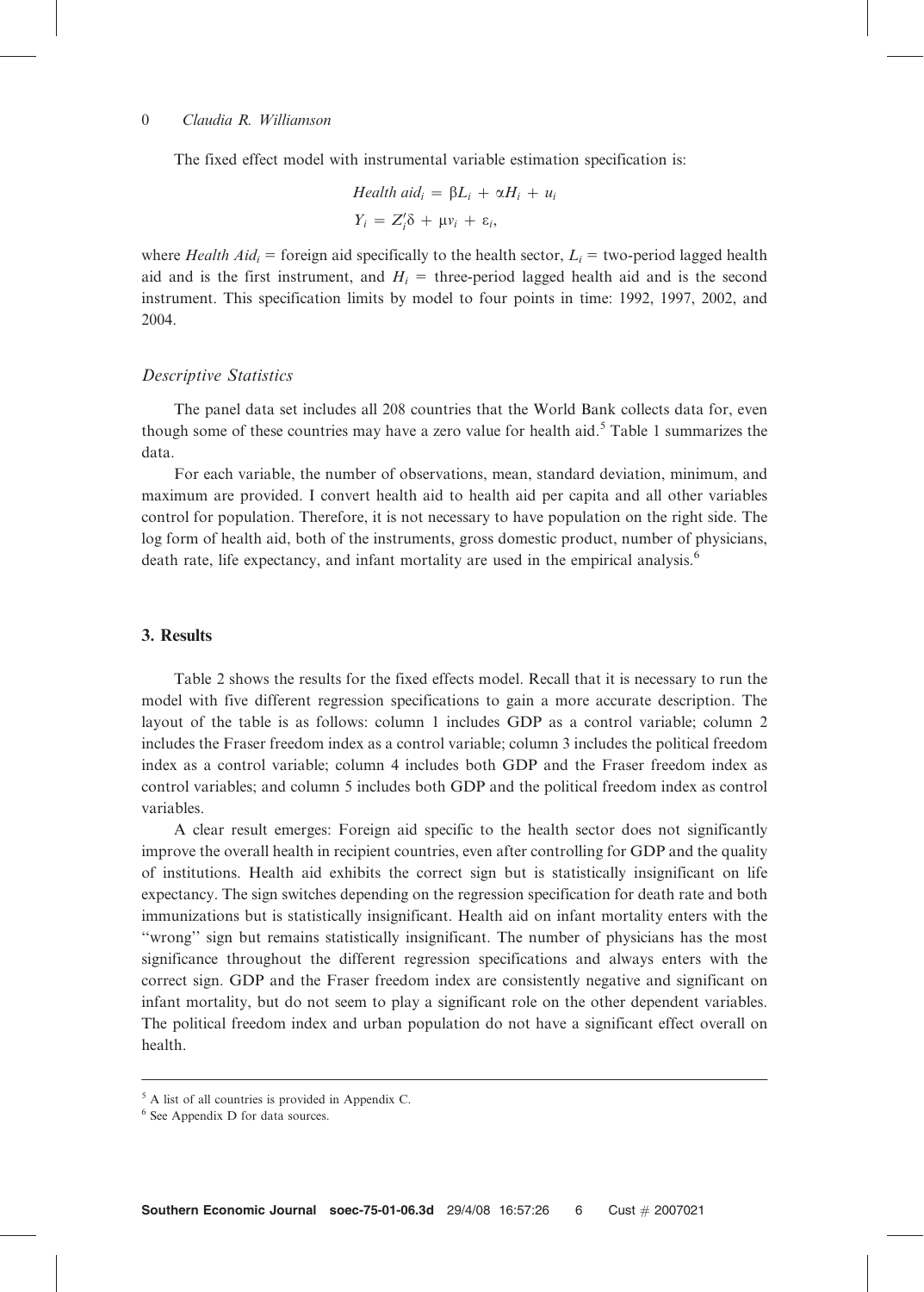The fixed effect model with instrumental variable estimation specification is:

$$Health\ aid_i = \beta L_i + \alpha H_i + u_i$$

$$Y_i = Z_i'\delta + \mu v_i + \varepsilon_i,$$

where $Health\ Aid_i$ = foreign aid specifically to the health sector, $L_i$ = two-period lagged health aid and is the first instrument, and $H_i$ = three-period lagged health aid and is the second instrument. This specification limits by model to four points in time: 1992, 1997, 2002, and 2004.

### *Descriptive Statistics*

The panel data set includes all 208 countries that the World Bank collects data for, even though some of these countries may have a zero value for health aid.[5] Table 1 summarizes the data.

For each variable, the number of observations, mean, standard deviation, minimum, and maximum are provided. I convert health aid to health aid per capita and all other variables control for population. Therefore, it is not necessary to have population on the right side. The log form of health aid, both of the instruments, gross domestic product, number of physicians, death rate, life expectancy, and infant mortality are used in the empirical analysis.[6]

## 3. Results

Table 2 shows the results for the fixed effects model. Recall that it is necessary to run the model with five different regression specifications to gain a more accurate description. The layout of the table is as follows: column 1 includes GDP as a control variable; column 2 includes the Fraser freedom index as a control variable; column 3 includes the political freedom index as a control variable; column 4 includes both GDP and the Fraser freedom index as control variables; and column 5 includes both GDP and the political freedom index as control variables.

A clear result emerges: Foreign aid specific to the health sector does not significantly improve the overall health in recipient countries, even after controlling for GDP and the quality of institutions. Health aid exhibits the correct sign but is statistically insignificant on life expectancy. The sign switches depending on the regression specification for death rate and both immunizations but is statistically insignificant. Health aid on infant mortality enters with the "wrong" sign but remains statistically insignificant. The number of physicians has the most significance throughout the different regression specifications and always enters with the correct sign. GDP and the Fraser freedom index are consistently negative and significant on infant mortality, but do not seem to play a significant role on the other dependent variables. The political freedom index and urban population do not have a significant effect overall on health.

---

[5] A list of all countries is provided in Appendix C.

[6] See Appendix D for data sources.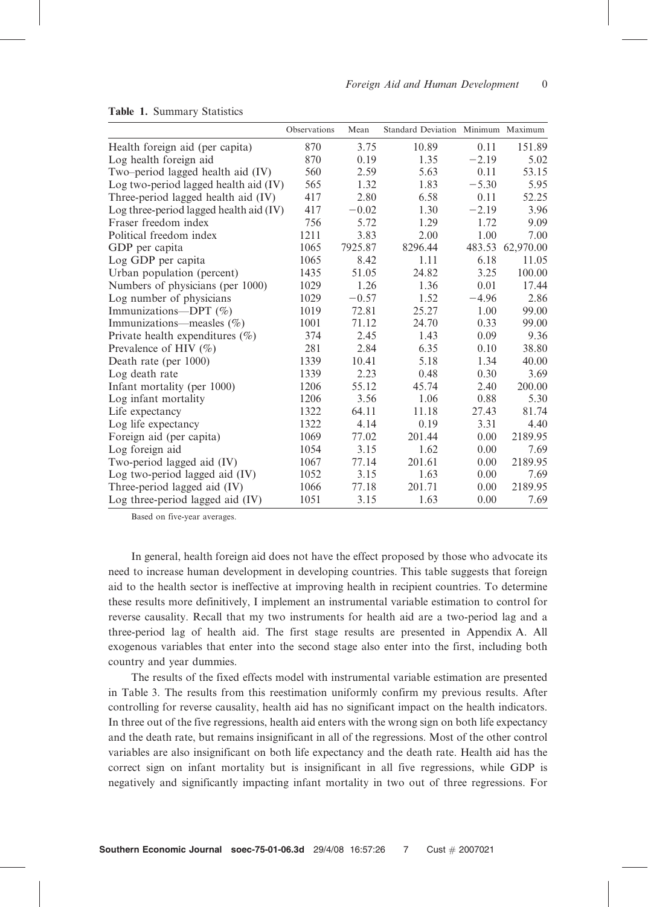**Table 1.** Summary Statistics

| | Observations | Mean | Standard Deviation | Minimum | Maximum |
|---|---|---|---|---|---|
| Health foreign aid (per capita) | 870 | 3.75 | 10.89 | 0.11 | 151.89 |
| Log health foreign aid | 870 | 0.19 | 1.35 | −2.19 | 5.02 |
| Two–period lagged health aid (IV) | 560 | 2.59 | 5.63 | 0.11 | 53.15 |
| Log two-period lagged health aid (IV) | 565 | 1.32 | 1.83 | −5.30 | 5.95 |
| Three-period lagged health aid (IV) | 417 | 2.80 | 6.58 | 0.11 | 52.25 |
| Log three-period lagged health aid (IV) | 417 | −0.02 | 1.30 | −2.19 | 3.96 |
| Fraser freedom index | 756 | 5.72 | 1.29 | 1.72 | 9.09 |
| Political freedom index | 1211 | 3.83 | 2.00 | 1.00 | 7.00 |
| GDP per capita | 1065 | 7925.87 | 8296.44 | 483.53 | 62,970.00 |
| Log GDP per capita | 1065 | 8.42 | 1.11 | 6.18 | 11.05 |
| Urban population (percent) | 1435 | 51.05 | 24.82 | 3.25 | 100.00 |
| Numbers of physicians (per 1000) | 1029 | 1.26 | 1.36 | 0.01 | 17.44 |
| Log number of physicians | 1029 | −0.57 | 1.52 | −4.96 | 2.86 |
| Immunizations—DPT (%) | 1019 | 72.81 | 25.27 | 1.00 | 99.00 |
| Immunizations—measles (%) | 1001 | 71.12 | 24.70 | 0.33 | 99.00 |
| Private health expenditures (%) | 374 | 2.45 | 1.43 | 0.09 | 9.36 |
| Prevalence of HIV (%) | 281 | 2.84 | 6.35 | 0.10 | 38.80 |
| Death rate (per 1000) | 1339 | 10.41 | 5.18 | 1.34 | 40.00 |
| Log death rate | 1339 | 2.23 | 0.48 | 0.30 | 3.69 |
| Infant mortality (per 1000) | 1206 | 55.12 | 45.74 | 2.40 | 200.00 |
| Log infant mortality | 1206 | 3.56 | 1.06 | 0.88 | 5.30 |
| Life expectancy | 1322 | 64.11 | 11.18 | 27.43 | 81.74 |
| Log life expectancy | 1322 | 4.14 | 0.19 | 3.31 | 4.40 |
| Foreign aid (per capita) | 1069 | 77.02 | 201.44 | 0.00 | 2189.95 |
| Log foreign aid | 1054 | 3.15 | 1.62 | 0.00 | 7.69 |
| Two-period lagged aid (IV) | 1067 | 77.14 | 201.61 | 0.00 | 2189.95 |
| Log two-period lagged aid (IV) | 1052 | 3.15 | 1.63 | 0.00 | 7.69 |
| Three-period lagged aid (IV) | 1066 | 77.18 | 201.71 | 0.00 | 2189.95 |
| Log three-period lagged aid (IV) | 1051 | 3.15 | 1.63 | 0.00 | 7.69 |

Based on five-year averages.

In general, health foreign aid does not have the effect proposed by those who advocate its need to increase human development in developing countries. This table suggests that foreign aid to the health sector is ineffective at improving health in recipient countries. To determine these results more definitively, I implement an instrumental variable estimation to control for reverse causality. Recall that my two instruments for health aid are a two-period lag and a three-period lag of health aid. The first stage results are presented in Appendix A. All exogenous variables that enter into the second stage also enter into the first, including both country and year dummies.

The results of the fixed effects model with instrumental variable estimation are presented in Table 3. The results from this reestimation uniformly confirm my previous results. After controlling for reverse causality, health aid has no significant impact on the health indicators. In three out of the five regressions, health aid enters with the wrong sign on both life expectancy and the death rate, but remains insignificant in all of the regressions. Most of the other control variables are also insignificant on both life expectancy and the death rate. Health aid has the correct sign on infant mortality but is insignificant in all five regressions, while GDP is negatively and significantly impacting infant mortality in two out of three regressions. For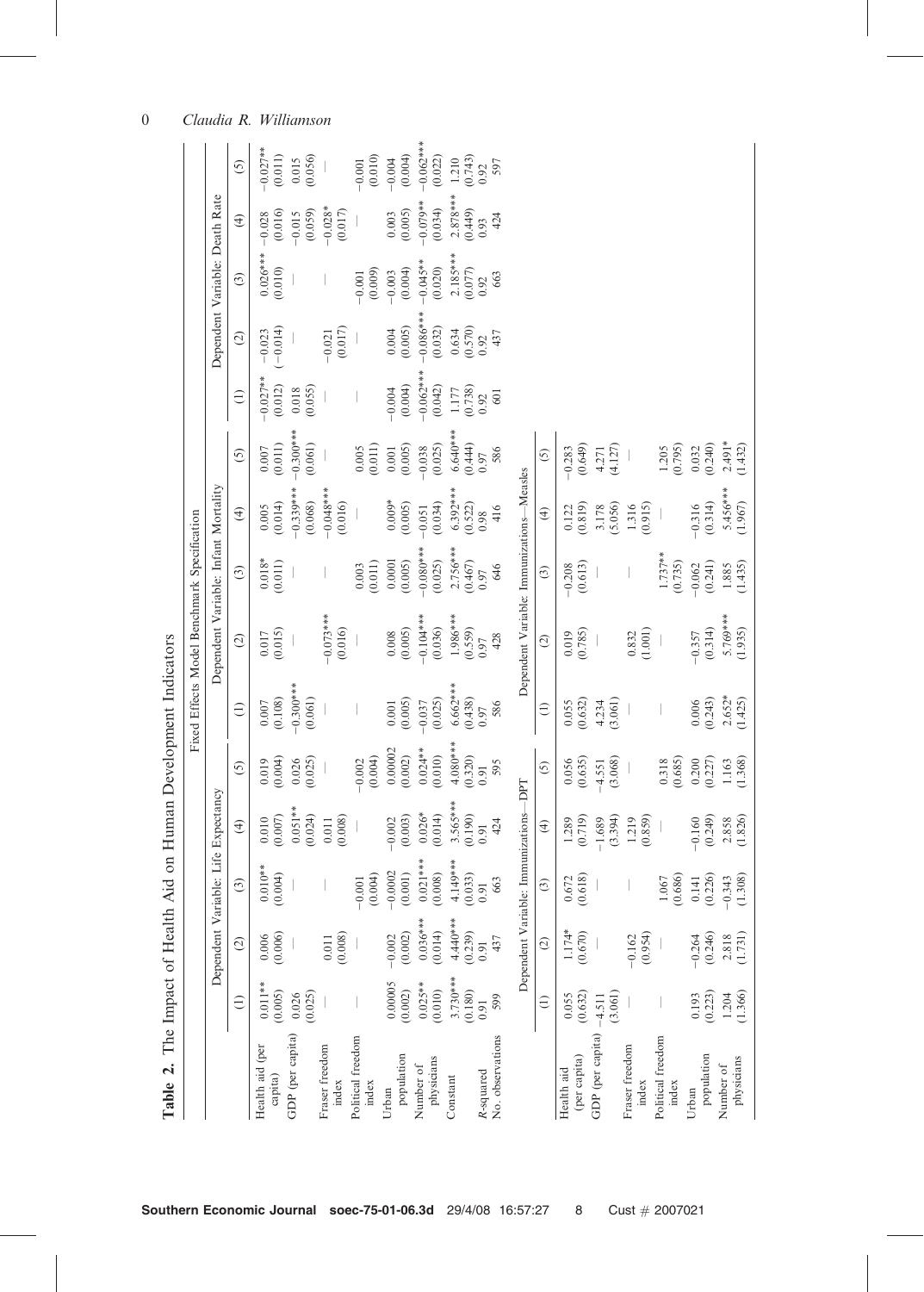**Table 2.** The Impact of Health Aid on Human Development Indicators

Fixed Effects Model Benchmark Specification

| | Dependent Variable: Life Expectancy | | | | | Dependent Variable: Infant Mortality | | | | | Dependent Variable: Death Rate | | | | |
|---|---|---|---|---|---|---|---|---|---|---|---|---|---|---|---|
| | (1) | (2) | (3) | (4) | (5) | (1) | (2) | (3) | (4) | (5) | (1) | (2) | (3) | (4) | (5) |
| Health aid (per capita) | 0.011** | 0.006 | 0.010** | 0.010 | 0.019 | 0.007 | 0.017 | 0.018* | 0.005 | 0.007 | −0.027** | −0.023 | 0.026*** | −0.028 | −0.027** |
| | (0.005) | (0.006) | (0.004) | (0.007) | (0.004) | (0.108) | (0.015) | (0.011) | (0.014) | (0.011) | (0.012) | (−0.014) | (0.010) | (0.016) | (0.011) |
| GDP (per capita) | 0.026 | — | — | 0.051** | 0.026 | −0.300*** | — | — | −0.339*** | −0.300*** | 0.018 | — | — | −0.015 | 0.015 |
| | (0.025) | | | (0.024) | (0.025) | (0.061) | | | (0.068) | (0.061) | (0.055) | | | (0.059) | (0.056) |
| Fraser freedom index | — | 0.011 | — | 0.011 | — | — | −0.073*** | — | −0.048*** | — | — | −0.021 | — | −0.028* | — |
| | | (0.008) | | (0.008) | | | (0.016) | | (0.016) | | | (0.017) | | (0.017) | |
| Political freedom index | — | — | −0.001 | — | −0.002 | — | — | 0.003 | — | 0.005 | — | — | −0.001 | — | −0.001 |
| | | | (0.004) | | (0.004) | | | (0.011) | | (0.011) | | | (0.009) | | (0.010) |
| Urban population | 0.00005 | −0.002 | −0.0002 | −0.002 | 0.00002 | 0.001 | 0.008 | 0.0001 | 0.009* | 0.001 | −0.004 | 0.004 | −0.003 | 0.003 | −0.004 |
| | (0.002) | (0.002) | (0.001) | (0.003) | (0.002) | (0.005) | (0.005) | (0.005) | (0.005) | (0.005) | (0.004) | (0.005) | (0.004) | (0.005) | (0.004) |
| Number of physicians | 0.025** | 0.036*** | 0.021*** | 0.026* | 0.024** | −0.037 | −0.104*** | −0.080*** | −0.051 | −0.038 | −0.062*** | −0.086*** | −0.045** | −0.079** | −0.062*** |
| | (0.010) | (0.014) | (0.008) | (0.014) | (0.010) | (0.025) | (0.036) | (0.025) | (0.034) | (0.025) | (0.042) | (0.032) | (0.020) | (0.034) | (0.022) |
| Constant | 3.730*** | 4.440*** | 4.149*** | 3.565*** | 4.080*** | 6.662*** | 1.986*** | 2.756*** | 6.392*** | 6.640*** | 1.177 | 0.634 | 2.185*** | 2.878*** | 1.210 |
| | (0.180) | (0.239) | (0.033) | (0.190) | (0.320) | (0.438) | (0.559) | (0.467) | (0.522) | (0.444) | (0.738) | (0.570) | (0.077) | (0.449) | (0.743) |
| R-squared | 0.91 | 0.91 | 0.91 | 0.91 | 0.91 | 0.97 | 0.97 | 0.97 | 0.98 | 0.97 | 0.92 | 0.92 | 0.92 | 0.93 | 0.92 |
| No. observations | 599 | 437 | 663 | 424 | 595 | 586 | 428 | 646 | 416 | 586 | 601 | 437 | 663 | 424 | 597 |

| | Dependent Variable: Immunizations—DPT | | | | | Dependent Variable: Immunizations—Measles | | | | |
|---|---|---|---|---|---|---|---|---|---|---|
| | (1) | (2) | (3) | (4) | (5) | (1) | (2) | (3) | (4) | (5) |
| Health aid (per capita) | 0.055 | 1.174* | 0.672 | 1.289 | 0.056 | 0.055 | 0.019 | −0.208 | 0.122 | −0.283 |
| | (0.632) | (0.670) | (0.618) | (0.719) | (0.635) | (0.632) | (0.785) | (0.613) | (0.819) | (0.649) |
| GDP (per capita) | −4.511 | — | — | −1.689 | −4.551 | 4.234 | — | — | 3.178 | 4.271 |
| | (3.061) | | | (3.394) | (3.068) | (3.061) | | | (5.056) | (4.127) |
| Fraser freedom index | — | −0.162 | — | 1.219 | — | — | 0.832 | — | 1.316 | — |
| | | (0.954) | | (0.859) | | | (1.001) | | (0.915) | |
| Political freedom index | — | — | 1.067 | — | 0.318 | — | — | 1.737** | — | 1.205 |
| | | | (0.686) | | (0.685) | | | (0.735) | | (0.795) |
| Urban population | 0.193 | −0.264 | 0.141 | −0.160 | 0.200 | 0.006 | −0.357 | −0.062 | −0.316 | 0.032 |
| | (0.223) | (0.246) | (0.226) | (0.249) | (0.227) | (0.243) | (0.314) | (0.241) | (0.314) | (0.240) |
| Number of physicians | 1.204 | 2.818 | −0.343 | 2.858 | 1.163 | 2.652* | 5.769*** | 1.885 | 5.456*** | 2.491* |
| | (1.366) | (1.731) | (1.308) | (1.826) | (1.368) | (1.425) | (1.935) | (1.435) | (1.967) | (1.432) |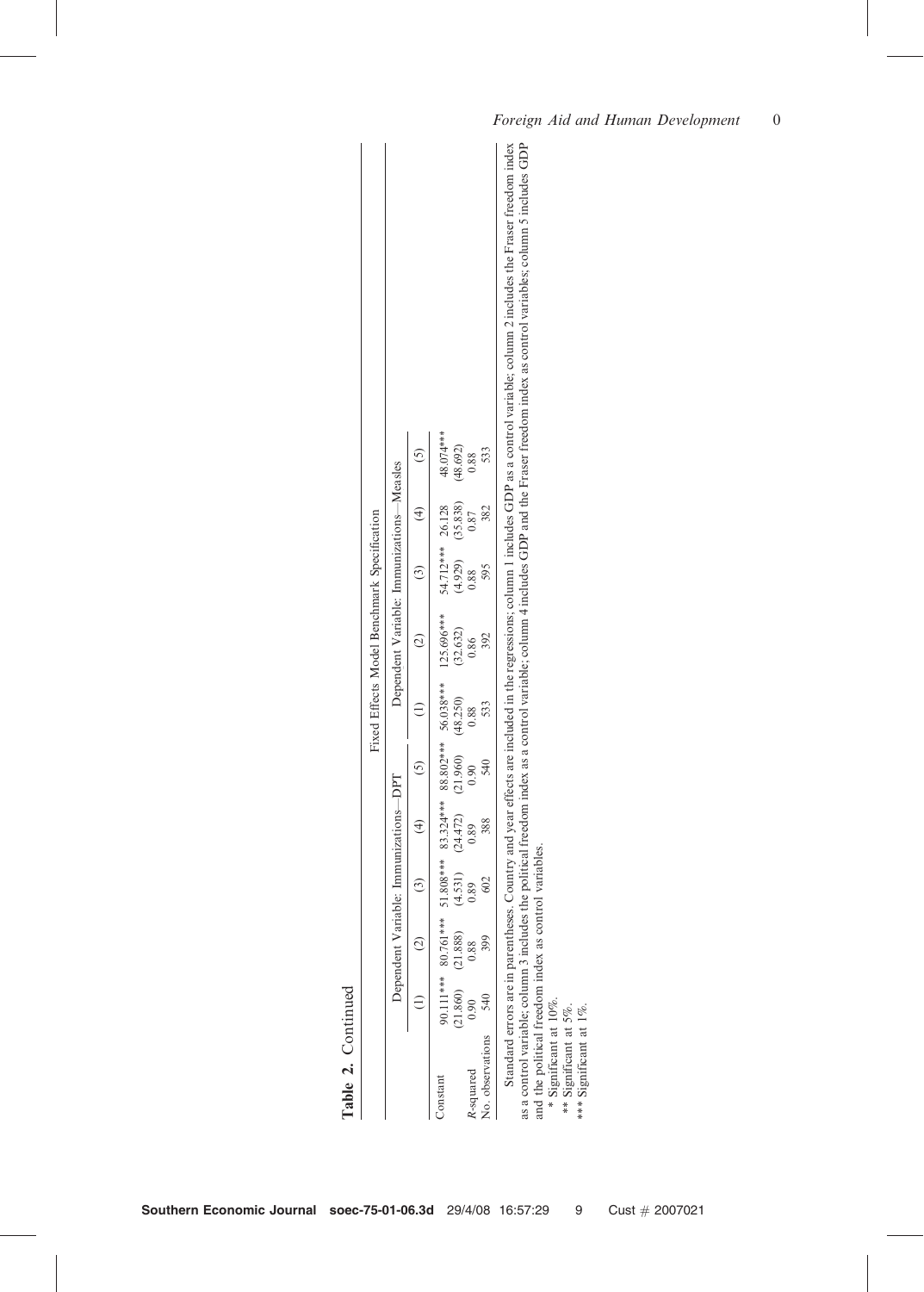**Table 2.** Continued

| | Fixed Effects Model Benchmark Specification | | | | | | | | | |
|---|---|---|---|---|---|---|---|---|---|---|
| | Dependent Variable: Immunizations—DPT | | | | | Dependent Variable: Immunizations—Measles | | | | |
| | (1) | (2) | (3) | (4) | (5) | (1) | (2) | (3) | (4) | (5) |
| Constant | 90.111*** | 80.761*** | 51.808*** | 83.324*** | 88.802*** | 56.038*** | 125.696*** | 54.712*** | 26.128 | 48.074*** |
| | (21.860) | (21.888) | (4.531) | (24.472) | (21.960) | (48.250) | (32.632) | (4.929) | (35.838) | (48.692) |
| $R$-squared | 0.90 | 0.88 | 0.89 | 0.89 | 0.90 | 0.88 | 0.86 | 0.88 | 0.87 | 0.88 |
| No. observations | 540 | 399 | 602 | 388 | 540 | 533 | 392 | 595 | 382 | 533 |

Standard errors are in parentheses. Country and year effects are included in the regressions; column 1 includes GDP as a control variable; column 2 includes the Fraser freedom index as a control variable; column 3 includes the political freedom index as a control variable; column 4 includes GDP and the Fraser freedom index as control variables; column 5 includes GDP and the political freedom index as control variables.

\* Significant at 10%.
\*\* Significant at 5%.
\*\*\* Significant at 1%.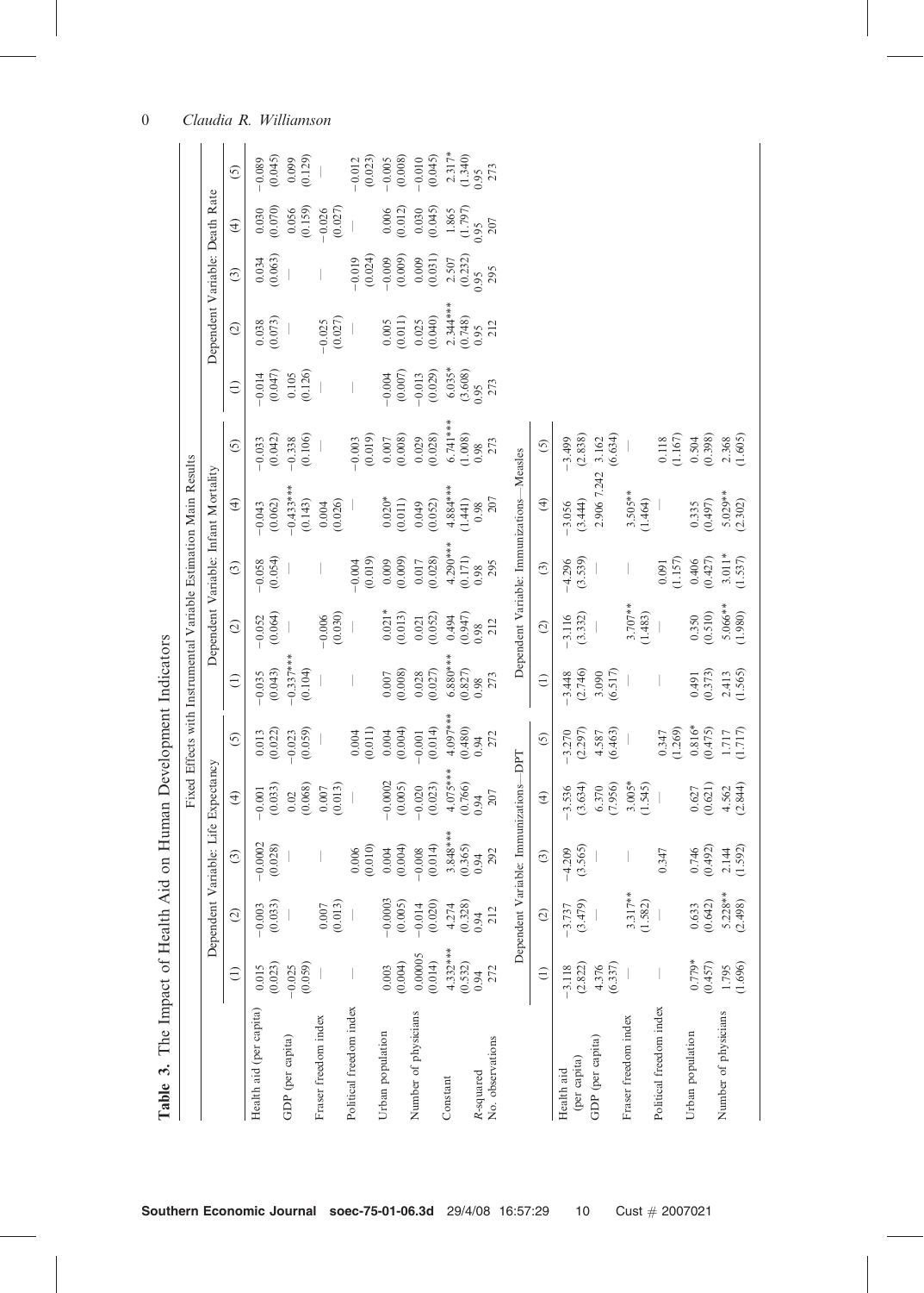**Table 3.** The Impact of Health Aid on Human Development Indicators

Fixed Effects with Instrumental Variable Estimation Main Results

| | Dependent Variable: Life Expectancy | | | | | Dependent Variable: Infant Mortality | | | | | Dependent Variable: Death Rate | | | | |
|---|---|---|---|---|---|---|---|---|---|---|---|---|---|---|---|
| | (1) | (2) | (3) | (4) | (5) | (1) | (2) | (3) | (4) | (5) | (1) | (2) | (3) | (4) | (5) |
| Health aid (per capita) | 0.015 | −0.003 | −0.0002 | −0.001 | 0.013 | −0.035 | −0.052 | −0.058 | −0.043 | −0.033 | −0.014 | 0.038 | 0.034 | 0.030 | −0.089 |
| | (0.023) | (0.033) | (0.028) | (0.033) | (0.022) | (0.043) | (0.064) | (0.054) | (0.062) | (0.042) | (0.047) | (0.073) | (0.063) | (0.070) | (0.045) |
| GDP (per capita) | −0.025 | — | — | 0.02 | −0.023 | −0.337*** | — | — | −0.433*** | −0.338 | 0.105 | — | — | 0.056 | 0.099 |
| | (0.059) | | | (0.068) | (0.059) | (0.104) | | | (0.143) | (0.106) | (0.126) | | | (0.159) | (0.129) |
| Fraser freedom index | — | 0.007 | — | 0.007 | — | — | −0.006 | — | 0.004 | — | — | −0.025 | — | −0.026 | — |
| | | (0.013) | | (0.013) | | | (0.030) | | (0.026) | | | (0.027) | | (0.027) | |
| Political freedom index | — | — | 0.006 | — | 0.004 | — | — | −0.004 | — | −0.003 | — | — | −0.019 | — | −0.012 |
| | | | (0.010) | | (0.011) | | | (0.019) | | (0.019) | | | (0.024) | | (0.023) |
| Urban population | 0.003 | −0.0003 | 0.004 | −0.0002 | 0.004 | 0.007 | 0.021* | 0.009 | 0.020* | 0.007 | −0.004 | 0.005 | −0.009 | 0.006 | −0.005 |
| | (0.004) | (0.005) | (0.004) | (0.005) | (0.004) | (0.008) | (0.013) | (0.009) | (0.011) | (0.008) | (0.007) | (0.011) | (0.009) | (0.012) | (0.008) |
| Number of physicians | 0.00005 | −0.014 | −0.008 | −0.020 | −0.001 | 0.028 | 0.021 | 0.017 | 0.049 | 0.029 | −0.013 | 0.025 | 0.009 | 0.030 | −0.010 |
| | (0.014) | (0.020) | (0.014) | (0.023) | (0.014) | (0.027) | (0.052) | (0.028) | (0.052) | (0.028) | (0.029) | (0.040) | (0.031) | (0.045) | (0.045) |
| Constant | 4.332*** | 4.274 | 3.848*** | 4.075*** | 4.097*** | 6.880*** | 0.494 | 4.290*** | 4.884*** | 6.741*** | 6.035* | 2.344*** | 2.507 | 1.865 | 2.317* |
| | (0.532) | (0.328) | (0.365) | (0.766) | (0.480) | (0.827) | (0.947) | (0.171) | (1.441) | (1.008) | (3.608) | (0.748) | (0.232) | (1.797) | (1.340) |
| $R$-squared | 0.94 | 0.94 | 0.94 | 0.94 | 0.94 | 0.98 | 0.98 | 0.98 | 0.98 | 0.98 | 0.95 | 0.95 | 0.95 | 0.95 | 0.95 |
| No. observations | 272 | 212 | 292 | 207 | 272 | 273 | 212 | 295 | 207 | 273 | 273 | 212 | 295 | 207 | 273 |

| | Dependent Variable: Immunizations—DPT | | | | | Dependent Variable: Immunizations—Measles | | | | |
|---|---|---|---|---|---|---|---|---|---|---|
| | (1) | (2) | (3) | (4) | (5) | (1) | (2) | (3) | (4) | (5) |
| Health aid (per capita) | −3.118 | −3.737 | −4.209 | −3.536 | −3.270 | −3.448 | −3.116 | −4.296 | −3.056 | −3.499 |
| | (2.822) | (3.479) | (3.565) | (3.634) | (2.297) | (2.746) | (3.332) | (3.539) | (3.444) | (2.838) |
| GDP (per capita) | 4.376 | — | — | 6.370 | 4.587 | 3.090 | — | — | 2.906 7.242 | 3.162 |
| | (6.337) | | | (7.956) | (6.463) | (6.517) | | | | (6.634) |
| Fraser freedom index | — | 3.317** | — | 3.005* | — | — | 3.707** | — | 3.505** | — |
| | | (1.582) | | (1.545) | | | (1.483) | | (1.464) | |
| Political freedom index | — | — | 0.347 | — | 0.347 | — | — | 0.091 | — | 0.118 |
| | | | | | (1.269) | | | (1.157) | | (1.167) |
| Urban population | 0.779* | 0.633 | 0.746 | 0.627 | 0.816* | 0.491 | 0.350 | 0.406 | 0.335 | 0.504 |
| | (0.457) | (0.642) | (0.492) | (0.621) | (0.475) | (0.373) | (0.510) | (0.427) | (0.497) | (0.398) |
| Number of physicians | 1.795 | 5.228** | 2.144 | 4.562 | 1.717 | 2.413 | 5.066** | 3.011* | 5.029** | 2.368 |
| | (1.696) | (2.498) | (1.592) | (2.844) | (1.717) | (1.565) | (1.980) | (1.537) | (2.302) | (1.605) |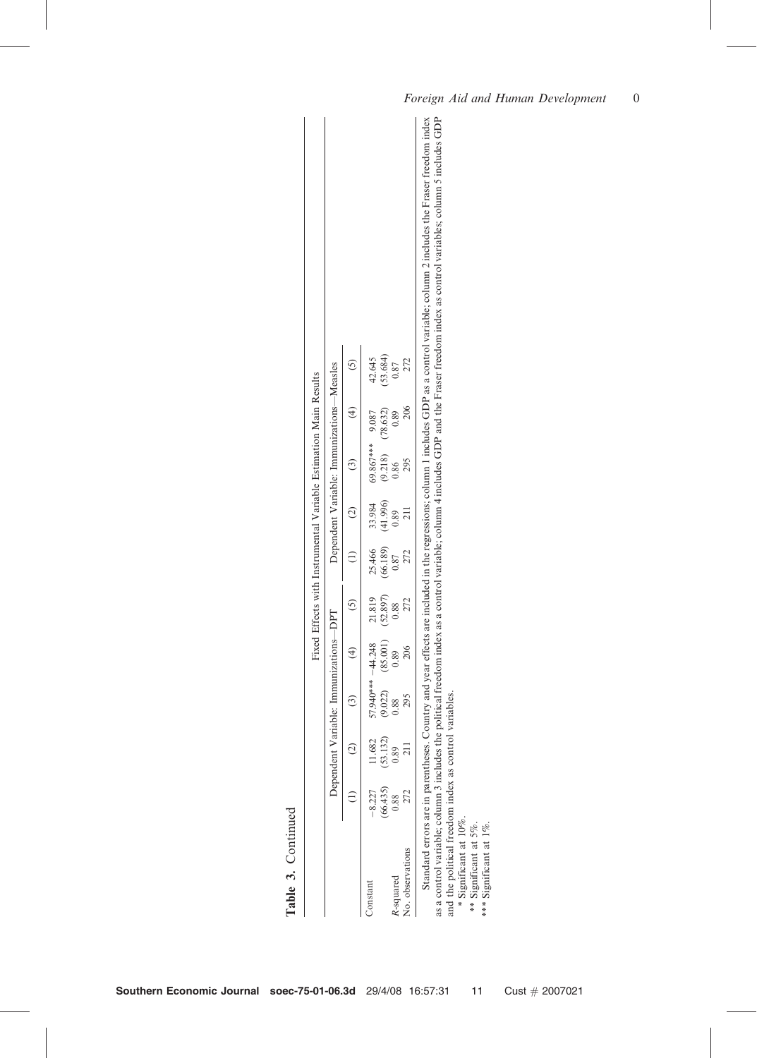**Table 3.** Continued

| | Fixed Effects with Instrumental Variable Estimation Main Results | | | | | | | | | |
|---|---|---|---|---|---|---|---|---|---|---|
| | Dependent Variable: Immunizations—DPT | | | | | Dependent Variable: Immunizations—Measles | | | | |
| | (1) | (2) | (3) | (4) | (5) | (1) | (2) | (3) | (4) | (5) |
| Constant | −8.227 | 11.682 | 57.940*** | −44.248 | 21.819 | 25.466 | 33.984 | 69.867*** | 9.087 | 42.645 |
| | (66.435) | (53.132) | (9.022) | (85.001) | (52.897) | (66.189) | (41.996) | (9.218) | (78.632) | (53.684) |
| $R$-squared | 0.88 | 0.89 | 0.88 | 0.89 | 0.88 | 0.87 | 0.89 | 0.86 | 0.89 | 0.87 |
| No. observations | 272 | 211 | 295 | 206 | 272 | 272 | 211 | 295 | 206 | 272 |

Standard errors are in parentheses. Country and year effects are included in the regressions; column 1 includes GDP as a control variable; column 2 includes the Fraser freedom index as a control variable; column 3 includes the political freedom index as a control variable; column 4 includes GDP and the Fraser freedom index as control variables; column 5 includes GDP and the political freedom index as control variables.

\* Significant at 10%.

\*\* Significant at 5%.

\*\*\* Significant at 1%.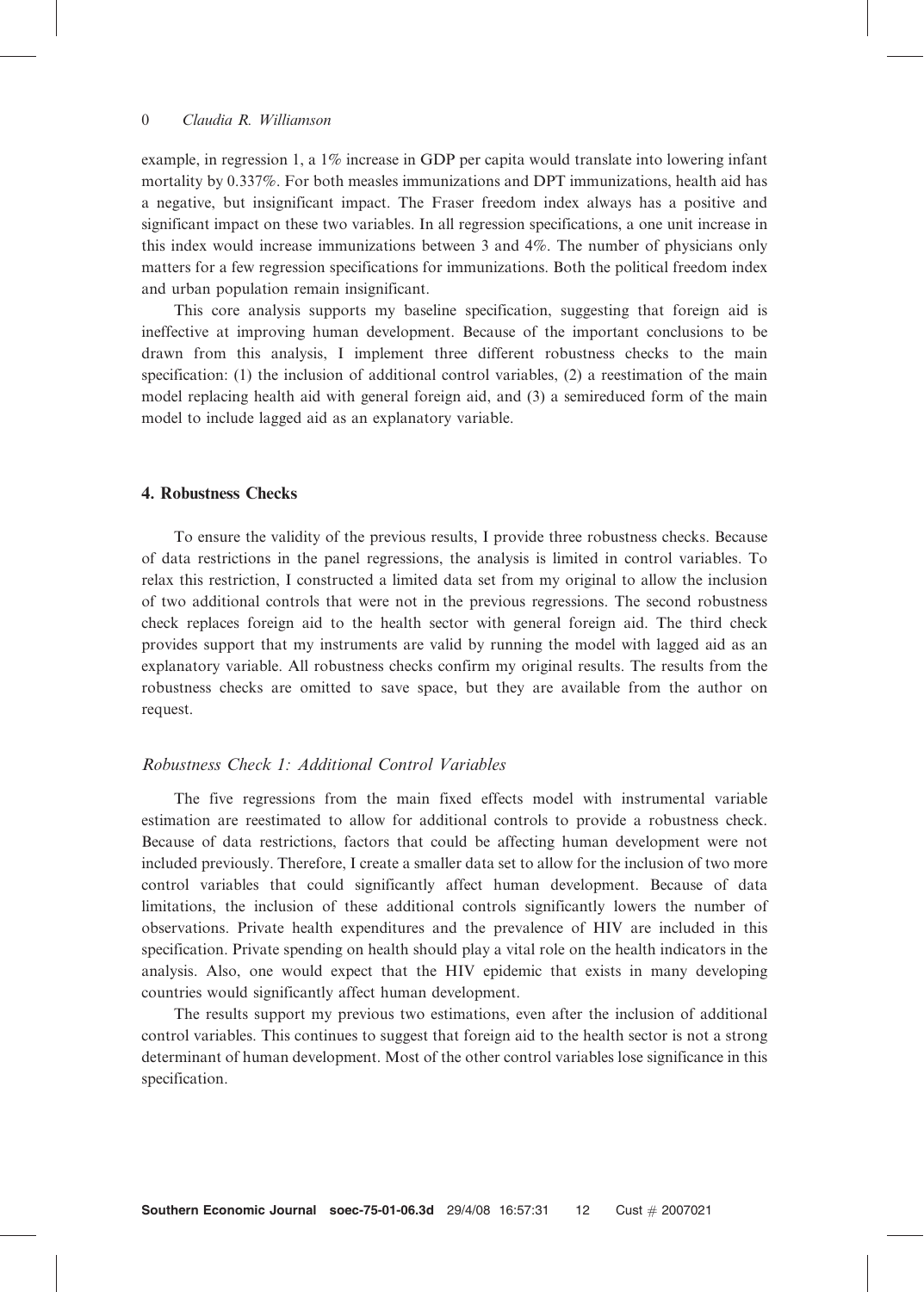example, in regression 1, a 1% increase in GDP per capita would translate into lowering infant mortality by 0.337%. For both measles immunizations and DPT immunizations, health aid has a negative, but insignificant impact. The Fraser freedom index always has a positive and significant impact on these two variables. In all regression specifications, a one unit increase in this index would increase immunizations between 3 and 4%. The number of physicians only matters for a few regression specifications for immunizations. Both the political freedom index and urban population remain insignificant.

This core analysis supports my baseline specification, suggesting that foreign aid is ineffective at improving human development. Because of the important conclusions to be drawn from this analysis, I implement three different robustness checks to the main specification: (1) the inclusion of additional control variables, (2) a reestimation of the main model replacing health aid with general foreign aid, and (3) a semireduced form of the main model to include lagged aid as an explanatory variable.

## 4. Robustness Checks

To ensure the validity of the previous results, I provide three robustness checks. Because of data restrictions in the panel regressions, the analysis is limited in control variables. To relax this restriction, I constructed a limited data set from my original to allow the inclusion of two additional controls that were not in the previous regressions. The second robustness check replaces foreign aid to the health sector with general foreign aid. The third check provides support that my instruments are valid by running the model with lagged aid as an explanatory variable. All robustness checks confirm my original results. The results from the robustness checks are omitted to save space, but they are available from the author on request.

### *Robustness Check 1: Additional Control Variables*

The five regressions from the main fixed effects model with instrumental variable estimation are reestimated to allow for additional controls to provide a robustness check. Because of data restrictions, factors that could be affecting human development were not included previously. Therefore, I create a smaller data set to allow for the inclusion of two more control variables that could significantly affect human development. Because of data limitations, the inclusion of these additional controls significantly lowers the number of observations. Private health expenditures and the prevalence of HIV are included in this specification. Private spending on health should play a vital role on the health indicators in the analysis. Also, one would expect that the HIV epidemic that exists in many developing countries would significantly affect human development.

The results support my previous two estimations, even after the inclusion of additional control variables. This continues to suggest that foreign aid to the health sector is not a strong determinant of human development. Most of the other control variables lose significance in this specification.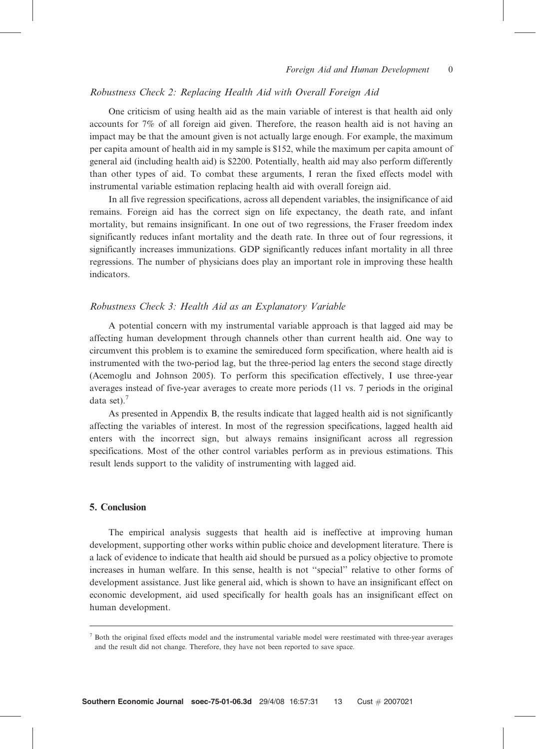### *Robustness Check 2: Replacing Health Aid with Overall Foreign Aid*

One criticism of using health aid as the main variable of interest is that health aid only accounts for 7% of all foreign aid given. Therefore, the reason health aid is not having an impact may be that the amount given is not actually large enough. For example, the maximum per capita amount of health aid in my sample is $152, while the maximum per capita amount of general aid (including health aid) is $2200. Potentially, health aid may also perform differently than other types of aid. To combat these arguments, I reran the fixed effects model with instrumental variable estimation replacing health aid with overall foreign aid.

In all five regression specifications, across all dependent variables, the insignificance of aid remains. Foreign aid has the correct sign on life expectancy, the death rate, and infant mortality, but remains insignificant. In one out of two regressions, the Fraser freedom index significantly reduces infant mortality and the death rate. In three out of four regressions, it significantly increases immunizations. GDP significantly reduces infant mortality in all three regressions. The number of physicians does play an important role in improving these health indicators.

### *Robustness Check 3: Health Aid as an Explanatory Variable*

A potential concern with my instrumental variable approach is that lagged aid may be affecting human development through channels other than current health aid. One way to circumvent this problem is to examine the semireduced form specification, where health aid is instrumented with the two-period lag, but the three-period lag enters the second stage directly (Acemoglu and Johnson 2005). To perform this specification effectively, I use three-year averages instead of five-year averages to create more periods (11 vs. 7 periods in the original data set).[7]

As presented in Appendix B, the results indicate that lagged health aid is not significantly affecting the variables of interest. In most of the regression specifications, lagged health aid enters with the incorrect sign, but always remains insignificant across all regression specifications. Most of the other control variables perform as in previous estimations. This result lends support to the validity of instrumenting with lagged aid.

## 5. Conclusion

The empirical analysis suggests that health aid is ineffective at improving human development, supporting other works within public choice and development literature. There is a lack of evidence to indicate that health aid should be pursued as a policy objective to promote increases in human welfare. In this sense, health is not ''special'' relative to other forms of development assistance. Just like general aid, which is shown to have an insignificant effect on economic development, aid used specifically for health goals has an insignificant effect on human development.

---

[7] Both the original fixed effects model and the instrumental variable model were reestimated with three-year averages and the result did not change. Therefore, they have not been reported to save space.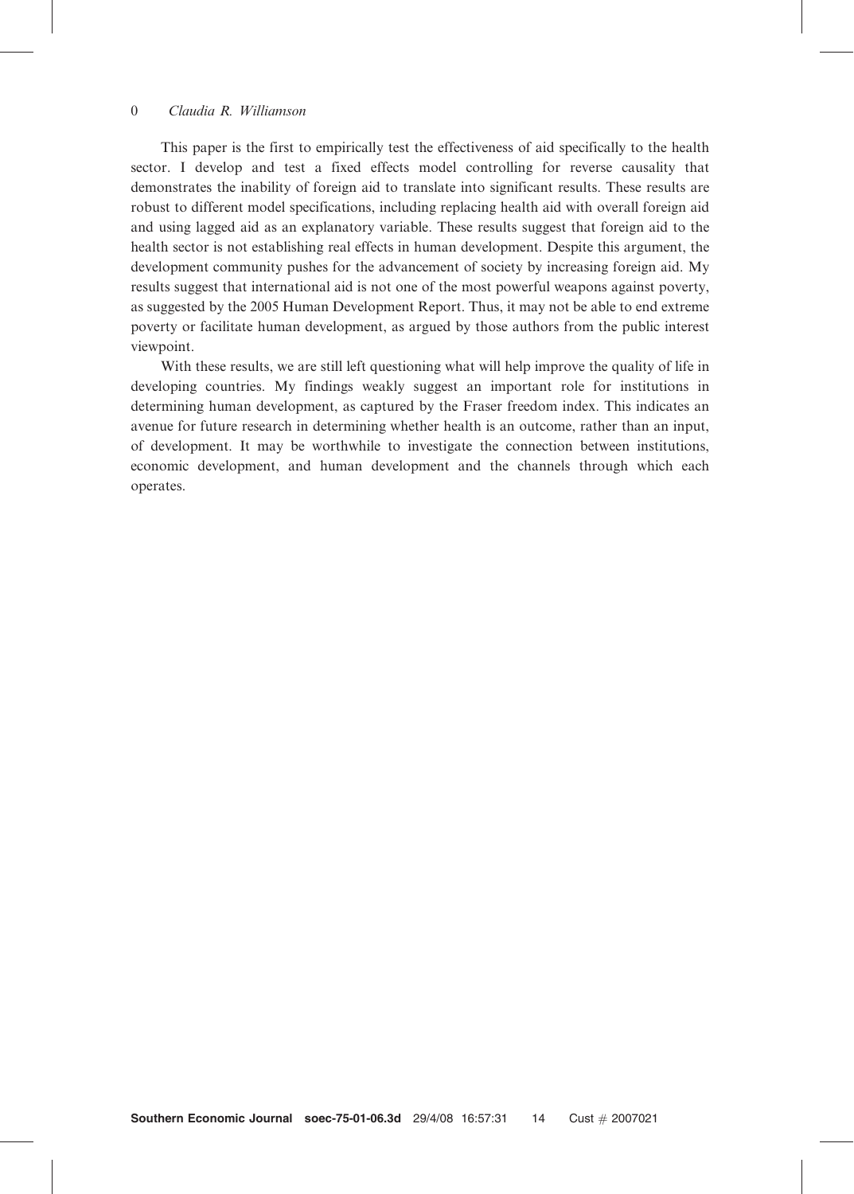This paper is the first to empirically test the effectiveness of aid specifically to the health sector. I develop and test a fixed effects model controlling for reverse causality that demonstrates the inability of foreign aid to translate into significant results. These results are robust to different model specifications, including replacing health aid with overall foreign aid and using lagged aid as an explanatory variable. These results suggest that foreign aid to the health sector is not establishing real effects in human development. Despite this argument, the development community pushes for the advancement of society by increasing foreign aid. My results suggest that international aid is not one of the most powerful weapons against poverty, as suggested by the 2005 Human Development Report. Thus, it may not be able to end extreme poverty or facilitate human development, as argued by those authors from the public interest viewpoint.

With these results, we are still left questioning what will help improve the quality of life in developing countries. My findings weakly suggest an important role for institutions in determining human development, as captured by the Fraser freedom index. This indicates an avenue for future research in determining whether health is an outcome, rather than an input, of development. It may be worthwhile to investigate the connection between institutions, economic development, and human development and the channels through which each operates.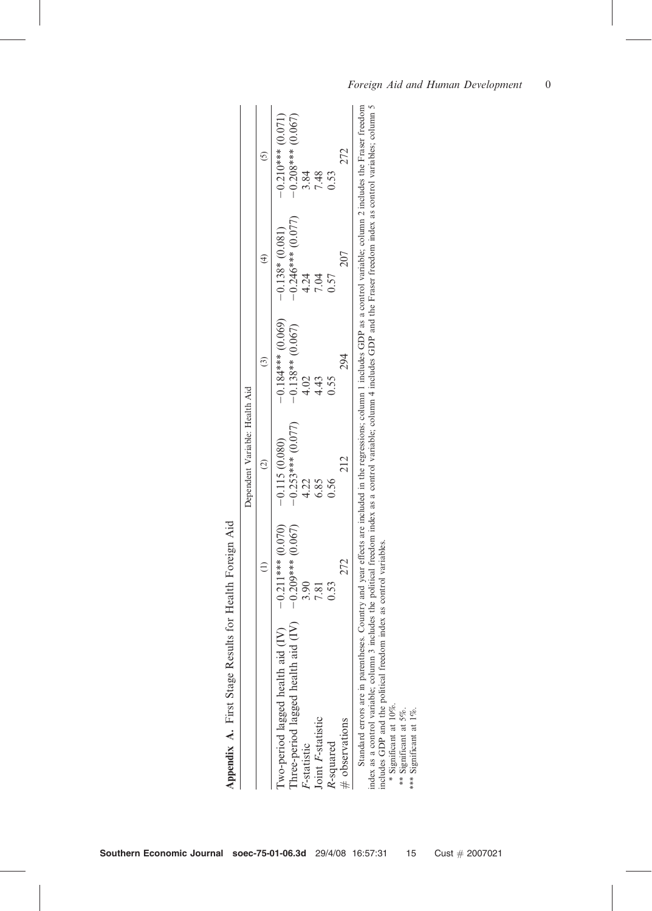**Appendix A.** First Stage Results for Health Foreign Aid

| | Dependent Variable: Health Aid | | | | |
|---|---|---|---|---|---|
| | (1) | (2) | (3) | (4) | (5) |
| Two-period lagged health aid (IV) | −0.211*** (0.070) | −0.115 (0.080) | −0.184*** (0.069) | −0.138* (0.081) | −0.210*** (0.071) |
| Three-period lagged health aid (IV) | −0.209*** (0.067) | −0.253*** (0.077) | −0.138** (0.067) | −0.246*** (0.077) | −0.208*** (0.067) |
| $F$-statistic | 3.90 | 4.22 | 4.02 | 4.24 | 3.84 |
| Joint $F$-statistic | 7.81 | 6.85 | 4.43 | 7.04 | 7.48 |
| $R$-squared | 0.53 | 0.56 | 0.55 | 0.57 | 0.53 |
| # observations | 272 | 212 | 294 | 207 | 272 |

Standard errors are in parentheses. Country and year effects are included in the regressions; column 1 includes GDP as a control variable; column 2 includes the Fraser freedom index as a control variable; column 3 includes the political freedom index as a control variable; column 4 includes GDP and the Fraser freedom index as control variables; column 5 includes GDP and the political freedom index as control variables.

\* Significant at 10%.

\*\* Significant at 5%.

\*\*\* Significant at 1%.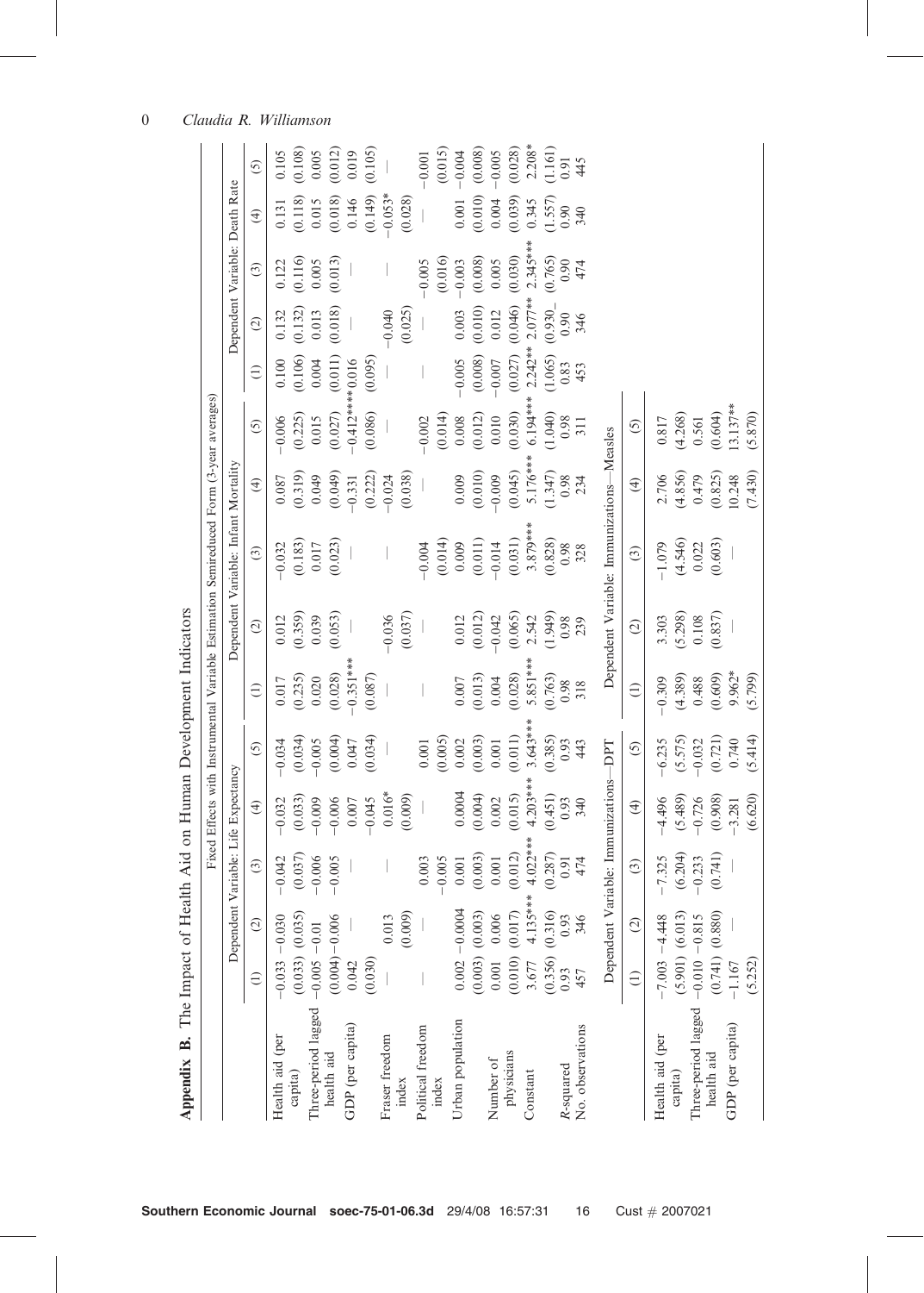**Appendix B.** The Impact of Health Aid on Human Development Indicators

Fixed Effects with Instrumental Variable Estimation Semireduced Form (3-year averages)

| | Dependent Variable: Life Expectancy | | | | | Dependent Variable: Infant Mortality | | | | | Dependent Variable: Death Rate | | | | |
|---|---|---|---|---|---|---|---|---|---|---|---|---|---|---|---|
| | (1) | (2) | (3) | (4) | (5) | (1) | (2) | (3) | (4) | (5) | (1) | (2) | (3) | (4) | (5) |
| Health aid (per capita) | −0.033 | −0.030 | −0.042 | −0.032 | −0.034 | 0.017 | 0.012 | −0.032 | 0.087 | −0.006 | 0.100 | 0.132 | 0.122 | 0.131 | 0.105 |
| | (0.033) | (0.035) | (0.037) | (0.033) | (0.034) | (0.235) | (0.359) | (0.183) | (0.319) | (0.225) | (0.106) | (0.132) | (0.116) | (0.118) | (0.108) |
| Three-period lagged health aid | −0.005 | −0.01 | −0.006 | −0.009 | −0.005 | 0.020 | 0.039 | 0.017 | 0.049 | 0.015 | 0.004 | 0.013 | 0.005 | 0.015 | 0.005 |
| | (0.004) | −0.006 | −0.005 | −0.006 | (0.004) | (0.028) | (0.053) | (0.023) | (0.049) | (0.027) | (0.011) | (0.018) | (0.013) | (0.018) | (0.012) |
| GDP (per capita) | 0.042 | — | — | 0.007 | 0.047 | −0.351*** | — | — | −0.331 | −0.412**** | 0.016 | — | — | 0.146 | 0.019 |
| | (0.030) | | | −0.045 | (0.034) | (0.087) | | | (0.222) | (0.086) | (0.095) | | | (0.149) | (0.105) |
| Fraser freedom index | — | 0.013 | — | 0.016* | — | — | −0.036 | — | −0.024 | — | — | −0.040 | — | −0.053* | — |
| | | (0.009) | | (0.009) | | | (0.037) | | (0.038) | | | (0.025) | | (0.028) | |
| Political freedom index | — | — | 0.003 | — | 0.001 | — | — | −0.004 | — | −0.002 | — | — | −0.005 | — | −0.001 |
| | | | −0.005 | | (0.005) | | | (0.014) | | (0.014) | | | (0.016) | | (0.015) |
| Urban population | 0.002 | −0.0004 | 0.001 | 0.0004 | 0.002 | 0.007 | 0.012 | 0.009 | 0.009 | 0.008 | −0.005 | 0.003 | −0.003 | 0.001 | −0.004 |
| | (0.003) | (0.003) | (0.003) | (0.004) | (0.003) | (0.013) | (0.012) | (0.011) | (0.010) | (0.012) | (0.008) | (0.010) | (0.008) | (0.010) | (0.008) |
| Number of physicians | 0.001 | 0.006 | 0.001 | 0.002 | 0.001 | 0.004 | −0.042 | −0.014 | −0.009 | 0.010 | −0.007 | 0.012 | 0.005 | 0.004 | −0.005 |
| | (0.010) | (0.017) | (0.012) | (0.015) | (0.011) | (0.028) | (0.065) | (0.031) | (0.045) | (0.030) | (0.027) | (0.046) | (0.030) | (0.039) | (0.028) |
| Constant | 3.677 | 4.135*** | 4.022*** | 4.203*** | 3.643*** | 5.851*** | 2.542 | 3.879*** | 5.176*** | 6.194*** | 2.242** | 2.077** | 2.345*** | 0.345 | 2.208* |
| | (0.356) | (0.316) | (0.287) | (0.451) | (0.385) | (0.763) | (1.949) | (0.828) | (1.347) | (1.040) | (1.065) | (0.930) | (0.765) | (1.557) | (1.161) |
| R-squared | 0.93 | 0.93 | 0.91 | 0.93 | 0.93 | 0.98 | 0.98 | 0.98 | 0.98 | 0.98 | 0.83 | 0.90 | 0.90 | 0.90 | 0.91 |
| No. observations | 457 | 346 | 474 | 340 | 443 | 318 | 239 | 328 | 234 | 311 | 453 | 346 | 474 | 340 | 445 |

| | Dependent Variable: Immunizations—DPT | | | | | Dependent Variable: Immunizations—Measles | | | | |
|---|---|---|---|---|---|---|---|---|---|---|
| | (1) | (2) | (3) | (4) | (5) | (1) | (2) | (3) | (4) | (5) |
| Health aid (per capita) | −7.003 | −4.448 | −7.325 | −4.496 | −6.235 | −0.309 | 3.303 | −1.079 | 2.706 | 0.817 |
| | (5.901) | (6.013) | (6.204) | (5.489) | (5.575) | (4.389) | (5.298) | (4.546) | (4.856) | (4.268) |
| Three-period lagged health aid | −0.010 | −0.815 | −0.233 | −0.726 | −0.032 | 0.488 | 0.108 | 0.022 | 0.479 | 0.561 |
| | (0.741) | (0.880) | (0.741) | (0.908) | (0.721) | (0.609) | (0.837) | (0.603) | (0.825) | (0.604) |
| GDP (per capita) | −1.167 | — | — | −3.281 | 0.740 | 9.962* | — | — | 10.248 | 13.137** |
| | (5.252) | | | (6.620) | (5.414) | (5.799) | | | (7.430) | (5.870) |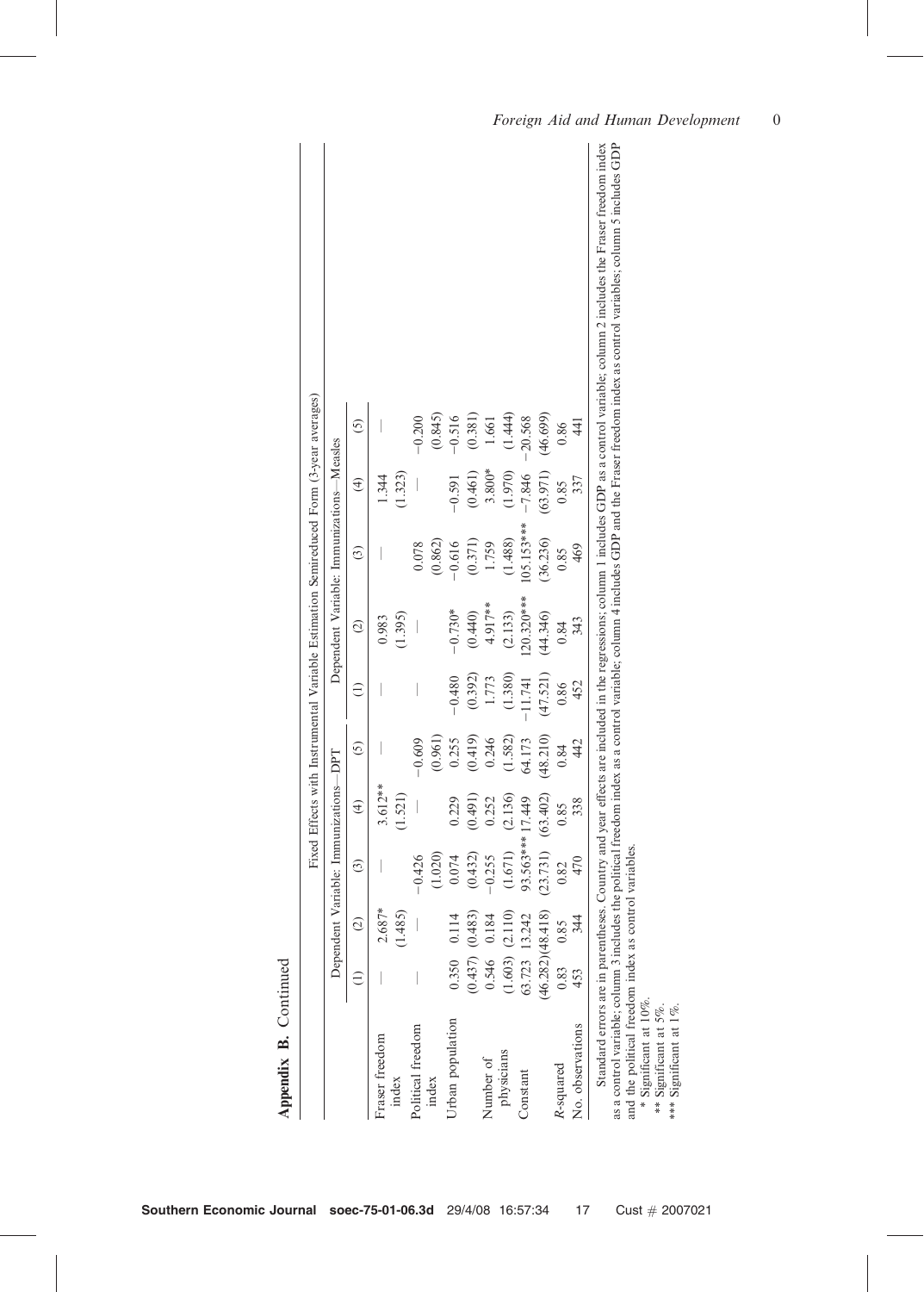**Appendix B.** Continued

| | Fixed Effects with Instrumental Variable Estimation Semireduced Form (3-year averages) | | | | | | | | | |
|---|---|---|---|---|---|---|---|---|---|---|
| | Dependent Variable: Immunizations—DPT | | | | | Dependent Variable: Immunizations—Measles | | | | |
| | (1) | (2) | (3) | (4) | (5) | (1) | (2) | (3) | (4) | (5) |
| Fraser freedom index | — | 2.687* | — | 3.612** | — | — | 0.983 | — | 1.344 | — |
| | | (1.485) | | (1.521) | | | (1.395) | | (1.323) | |
| Political freedom index | — | — | −0.426 | — | −0.609 | — | — | 0.078 | — | −0.200 |
| | | | (1.020) | | (0.961) | | | (0.862) | | (0.845) |
| Urban population | 0.350 | 0.114 | 0.074 | 0.229 | 0.255 | −0.480 | −0.730* | −0.616 | −0.591 | −0.516 |
| | (0.437) | (0.483) | (0.432) | (0.491) | (0.419) | (0.392) | (0.440) | (0.371) | (0.461) | (0.381) |
| Number of physicians | 0.546 | 0.184 | −0.255 | 0.252 | 0.246 | 1.773 | 4.917** | 1.759 | 3.800* | 1.661 |
| | (1.603) | (2.110) | (1.671) | (2.136) | (1.582) | (1.380) | (2.133) | (1.488) | (1.970) | (1.444) |
| Constant | 63.723 | 13.242 | 93.563*** | 17.449 | 64.173 | −11.741 | 120.320*** | 105.153*** | −7.846 | −20.568 |
| | (46.282) | (48.418) | (23.731) | (63.402) | (48.210) | (47.521) | (44.346) | (36.236) | (63.971) | (46.699) |
| *R*-squared | 0.83 | 0.85 | 0.82 | 0.85 | 0.84 | 0.86 | 0.84 | 0.85 | 0.85 | 0.86 |
| No. observations | 453 | 344 | 470 | 338 | 442 | 452 | 343 | 469 | 337 | 441 |

Standard errors are in parentheses. Country and year effects are included in the regressions; column 1 includes GDP as a control variable; column 2 includes the Fraser freedom index as a control variable; column 3 includes the political freedom index as a control variable; column 4 includes GDP and the Fraser freedom index as control variables; column 5 includes GDP and the political freedom index as control variables.

\* Significant at 10%.

\*\* Significant at 5%.

\*\*\* Significant at 1%.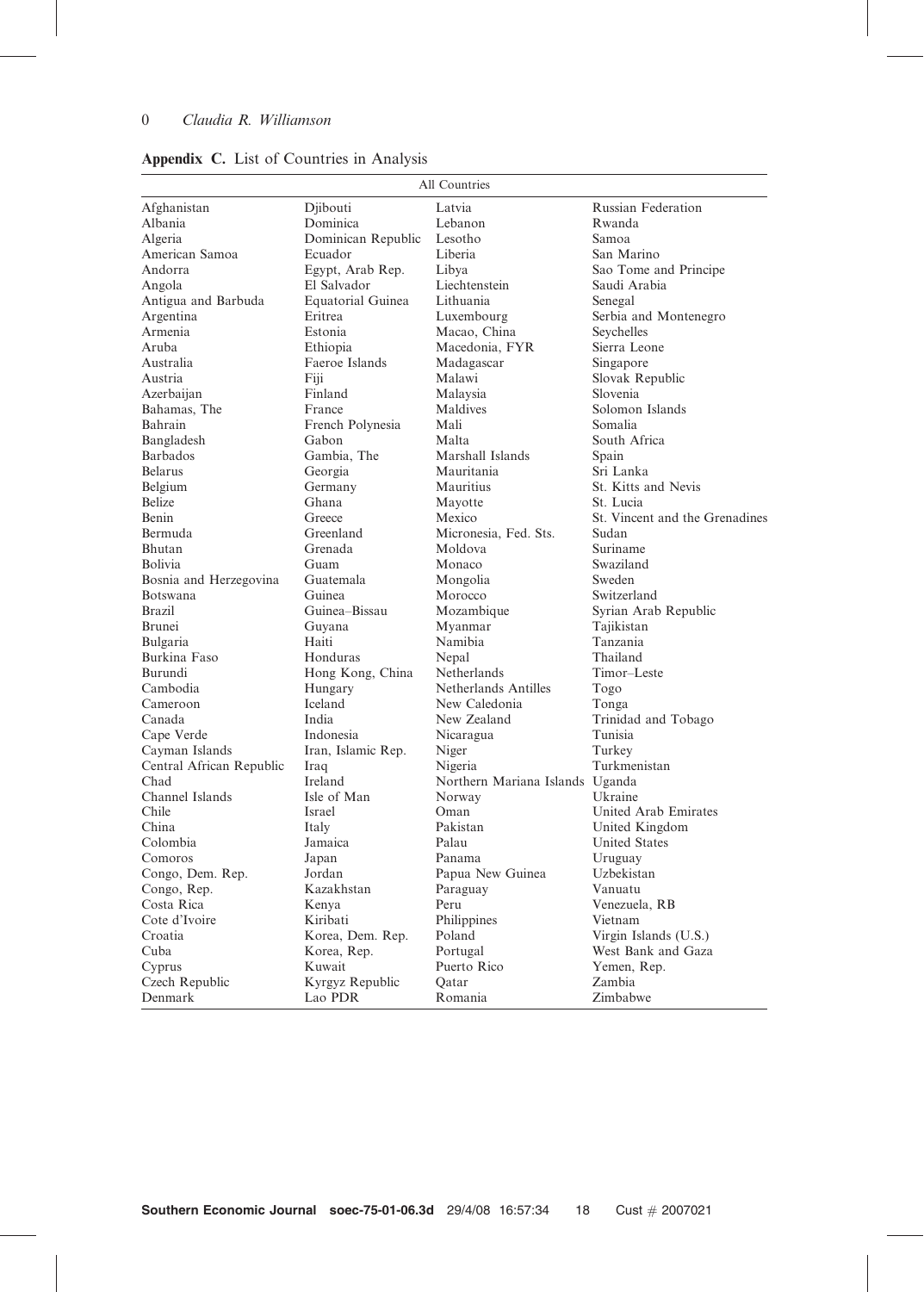**Appendix C.** List of Countries in Analysis

| All Countries | | | |
|---|---|---|---|
| Afghanistan | Djibouti | Latvia | Russian Federation |
| Albania | Dominica | Lebanon | Rwanda |
| Algeria | Dominican Republic | Lesotho | Samoa |
| American Samoa | Ecuador | Liberia | San Marino |
| Andorra | Egypt, Arab Rep. | Libya | Sao Tome and Principe |
| Angola | El Salvador | Liechtenstein | Saudi Arabia |
| Antigua and Barbuda | Equatorial Guinea | Lithuania | Senegal |
| Argentina | Eritrea | Luxembourg | Serbia and Montenegro |
| Armenia | Estonia | Macao, China | Seychelles |
| Aruba | Ethiopia | Macedonia, FYR | Sierra Leone |
| Australia | Faeroe Islands | Madagascar | Singapore |
| Austria | Fiji | Malawi | Slovak Republic |
| Azerbaijan | Finland | Malaysia | Slovenia |
| Bahamas, The | France | Maldives | Solomon Islands |
| Bahrain | French Polynesia | Mali | Somalia |
| Bangladesh | Gabon | Malta | South Africa |
| Barbados | Gambia, The | Marshall Islands | Spain |
| Belarus | Georgia | Mauritania | Sri Lanka |
| Belgium | Germany | Mauritius | St. Kitts and Nevis |
| Belize | Ghana | Mayotte | St. Lucia |
| Benin | Greece | Mexico | St. Vincent and the Grenadines |
| Bermuda | Greenland | Micronesia, Fed. Sts. | Sudan |
| Bhutan | Grenada | Moldova | Suriname |
| Bolivia | Guam | Monaco | Swaziland |
| Bosnia and Herzegovina | Guatemala | Mongolia | Sweden |
| Botswana | Guinea | Morocco | Switzerland |
| Brazil | Guinea–Bissau | Mozambique | Syrian Arab Republic |
| Brunei | Guyana | Myanmar | Tajikistan |
| Bulgaria | Haiti | Namibia | Tanzania |
| Burkina Faso | Honduras | Nepal | Thailand |
| Burundi | Hong Kong, China | Netherlands | Timor–Leste |
| Cambodia | Hungary | Netherlands Antilles | Togo |
| Cameroon | Iceland | New Caledonia | Tonga |
| Canada | India | New Zealand | Trinidad and Tobago |
| Cape Verde | Indonesia | Nicaragua | Tunisia |
| Cayman Islands | Iran, Islamic Rep. | Niger | Turkey |
| Central African Republic | Iraq | Nigeria | Turkmenistan |
| Chad | Ireland | Northern Mariana Islands | Uganda |
| Channel Islands | Isle of Man | Norway | Ukraine |
| Chile | Israel | Oman | United Arab Emirates |
| China | Italy | Pakistan | United Kingdom |
| Colombia | Jamaica | Palau | United States |
| Comoros | Japan | Panama | Uruguay |
| Congo, Dem. Rep. | Jordan | Papua New Guinea | Uzbekistan |
| Congo, Rep. | Kazakhstan | Paraguay | Vanuatu |
| Costa Rica | Kenya | Peru | Venezuela, RB |
| Cote d'Ivoire | Kiribati | Philippines | Vietnam |
| Croatia | Korea, Dem. Rep. | Poland | Virgin Islands (U.S.) |
| Cuba | Korea, Rep. | Portugal | West Bank and Gaza |
| Cyprus | Kuwait | Puerto Rico | Yemen, Rep. |
| Czech Republic | Kyrgyz Republic | Qatar | Zambia |
| Denmark | Lao PDR | Romania | Zimbabwe |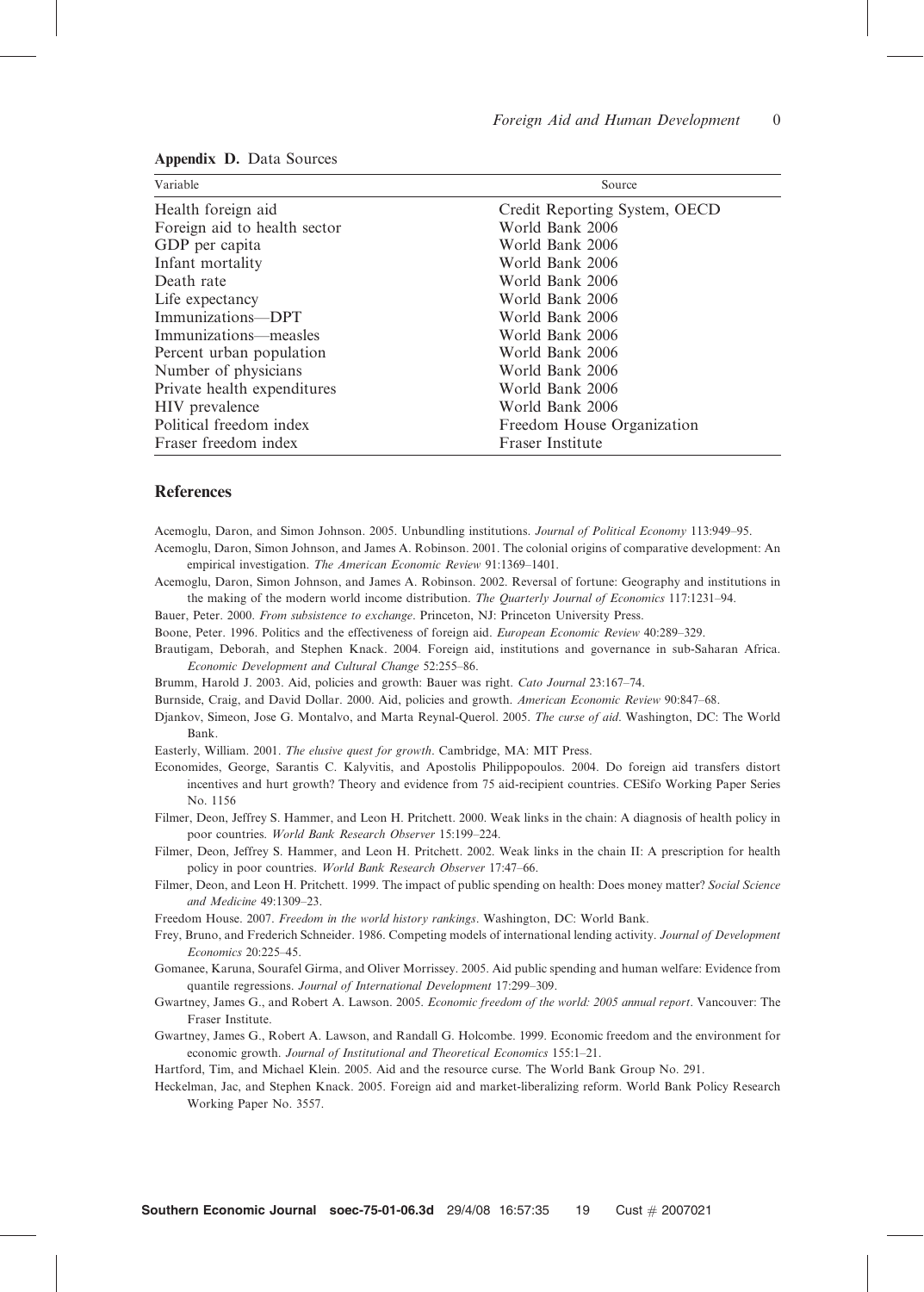**Appendix D.** Data Sources

| Variable | Source |
| --- | --- |
| Health foreign aid | Credit Reporting System, OECD |
| Foreign aid to health sector | World Bank 2006 |
| GDP per capita | World Bank 2006 |
| Infant mortality | World Bank 2006 |
| Death rate | World Bank 2006 |
| Life expectancy | World Bank 2006 |
| Immunizations—DPT | World Bank 2006 |
| Immunizations—measles | World Bank 2006 |
| Percent urban population | World Bank 2006 |
| Number of physicians | World Bank 2006 |
| Private health expenditures | World Bank 2006 |
| HIV prevalence | World Bank 2006 |
| Political freedom index | Freedom House Organization |
| Fraser freedom index | Fraser Institute |

## References

Acemoglu, Daron, and Simon Johnson. 2005. Unbundling institutions. *Journal of Political Economy* 113:949–95.

Acemoglu, Daron, Simon Johnson, and James A. Robinson. 2001. The colonial origins of comparative development: An empirical investigation. *The American Economic Review* 91:1369–1401.

Acemoglu, Daron, Simon Johnson, and James A. Robinson. 2002. Reversal of fortune: Geography and institutions in the making of the modern world income distribution. *The Quarterly Journal of Economics* 117:1231–94.

Bauer, Peter. 2000. *From subsistence to exchange*. Princeton, NJ: Princeton University Press.

Boone, Peter. 1996. Politics and the effectiveness of foreign aid. *European Economic Review* 40:289–329.

Brautigam, Deborah, and Stephen Knack. 2004. Foreign aid, institutions and governance in sub-Saharan Africa. *Economic Development and Cultural Change* 52:255–86.

Brumm, Harold J. 2003. Aid, policies and growth: Bauer was right. *Cato Journal* 23:167–74.

Burnside, Craig, and David Dollar. 2000. Aid, policies and growth. *American Economic Review* 90:847–68.

Djankov, Simeon, Jose G. Montalvo, and Marta Reynal-Querol. 2005. *The curse of aid*. Washington, DC: The World Bank.

Easterly, William. 2001. *The elusive quest for growth*. Cambridge, MA: MIT Press.

Economides, George, Sarantis C. Kalyvitis, and Apostolis Philippopoulos. 2004. Do foreign aid transfers distort incentives and hurt growth? Theory and evidence from 75 aid-recipient countries. CESifo Working Paper Series No. 1156

Filmer, Deon, Jeffrey S. Hammer, and Leon H. Pritchett. 2000. Weak links in the chain: A diagnosis of health policy in poor countries. *World Bank Research Observer* 15:199–224.

Filmer, Deon, Jeffrey S. Hammer, and Leon H. Pritchett. 2002. Weak links in the chain II: A prescription for health policy in poor countries. *World Bank Research Observer* 17:47–66.

Filmer, Deon, and Leon H. Pritchett. 1999. The impact of public spending on health: Does money matter? *Social Science and Medicine* 49:1309–23.

Freedom House. 2007. *Freedom in the world history rankings*. Washington, DC: World Bank.

Frey, Bruno, and Frederich Schneider. 1986. Competing models of international lending activity. *Journal of Development Economics* 20:225–45.

Gomanee, Karuna, Sourafel Girma, and Oliver Morrissey. 2005. Aid public spending and human welfare: Evidence from quantile regressions. *Journal of International Development* 17:299–309.

Gwartney, James G., and Robert A. Lawson. 2005. *Economic freedom of the world: 2005 annual report*. Vancouver: The Fraser Institute.

Gwartney, James G., Robert A. Lawson, and Randall G. Holcombe. 1999. Economic freedom and the environment for economic growth. *Journal of Institutional and Theoretical Economics* 155:1–21.

Hartford, Tim, and Michael Klein. 2005. Aid and the resource curse. The World Bank Group No. 291.

Heckelman, Jac, and Stephen Knack. 2005. Foreign aid and market-liberalizing reform. World Bank Policy Research Working Paper No. 3557.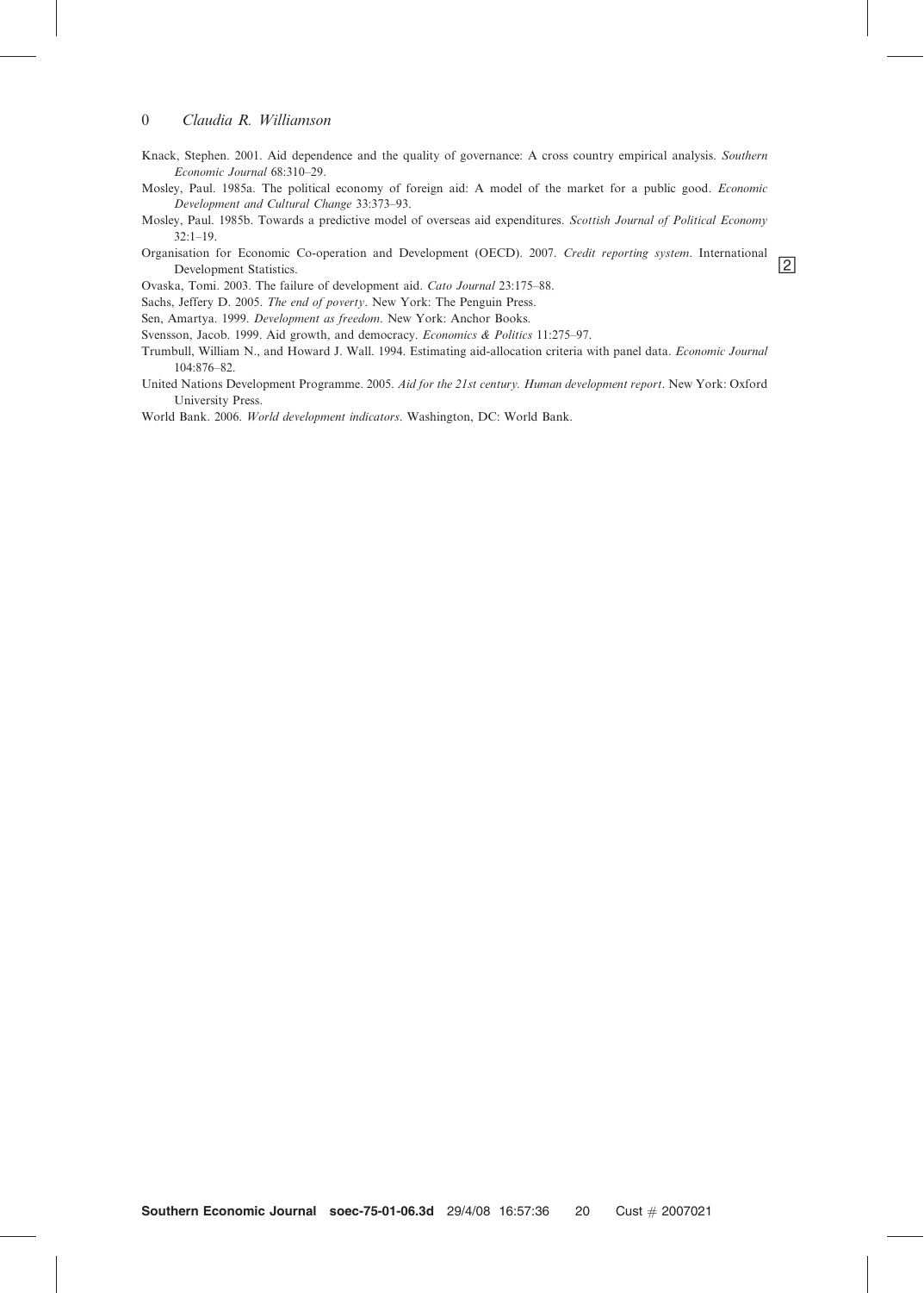Knack, Stephen. 2001. Aid dependence and the quality of governance: A cross country empirical analysis. *Southern Economic Journal* 68:310–29.

Mosley, Paul. 1985a. The political economy of foreign aid: A model of the market for a public good. *Economic Development and Cultural Change* 33:373–93.

Mosley, Paul. 1985b. Towards a predictive model of overseas aid expenditures. *Scottish Journal of Political Economy* 32:1–19.

Organisation for Economic Co-operation and Development (OECD). 2007. *Credit reporting system*. International Development Statistics.

Ovaska, Tomi. 2003. The failure of development aid. *Cato Journal* 23:175–88.

Sachs, Jeffery D. 2005. *The end of poverty*. New York: The Penguin Press.

Sen, Amartya. 1999. *Development as freedom*. New York: Anchor Books.

Svensson, Jacob. 1999. Aid growth, and democracy. *Economics & Politics* 11:275–97.

Trumbull, William N., and Howard J. Wall. 1994. Estimating aid-allocation criteria with panel data. *Economic Journal* 104:876–82.

United Nations Development Programme. 2005. *Aid for the 21st century. Human development report*. New York: Oxford University Press.

World Bank. 2006. *World development indicators*. Washington, DC: World Bank.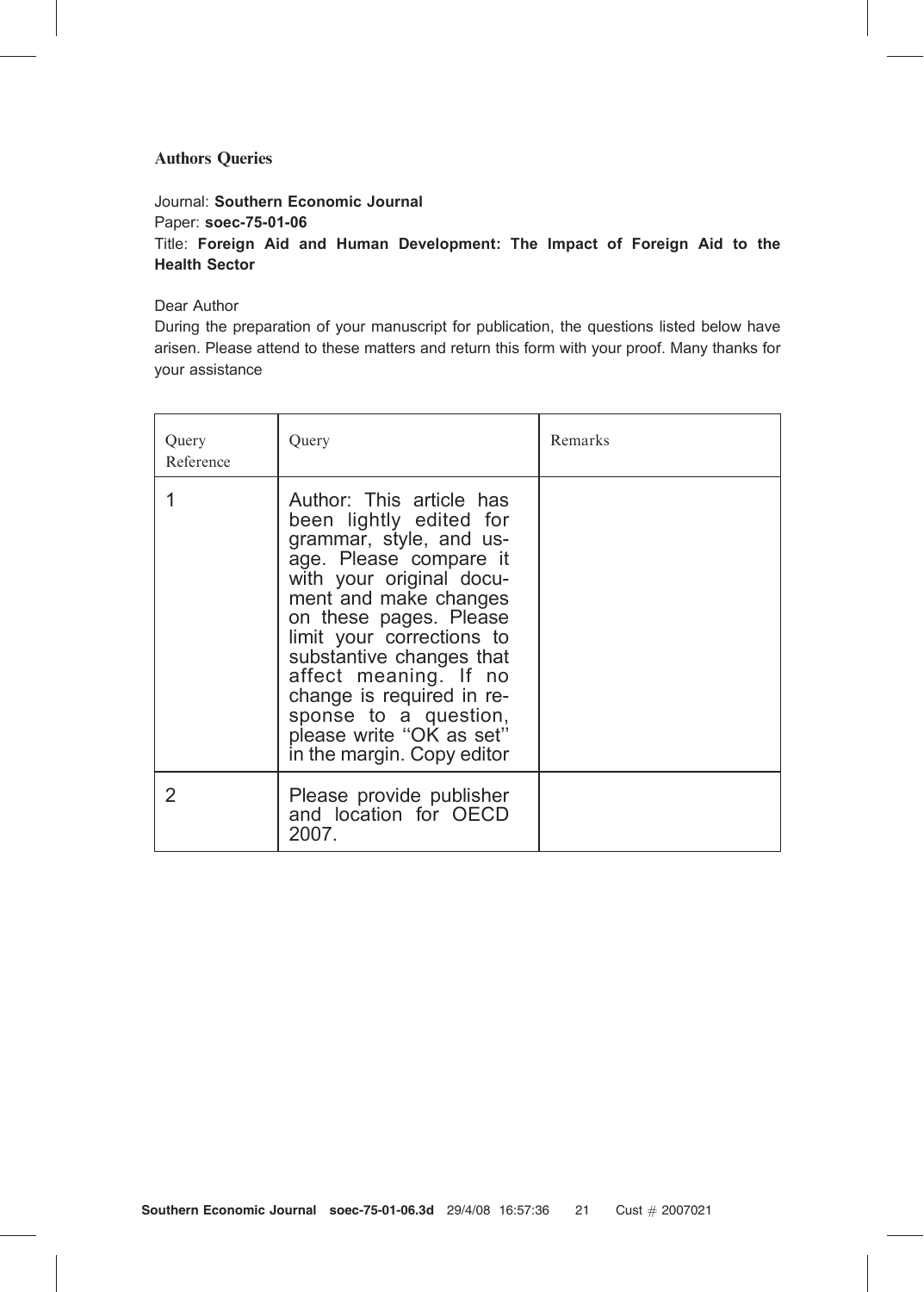### Authors Queries

Journal: **Southern Economic Journal**
Paper: **soec-75-01-06**
Title: **Foreign Aid and Human Development: The Impact of Foreign Aid to the Health Sector**

Dear Author
During the preparation of your manuscript for publication, the questions listed below have arisen. Please attend to these matters and return this form with your proof. Many thanks for your assistance

| Query Reference | Query | Remarks |
|---|---|---|
| 1 | Author: This article has been lightly edited for grammar, style, and usage. Please compare it with your original document and make changes on these pages. Please limit your corrections to substantive changes that affect meaning. If no change is required in response to a question, please write "OK as set" in the margin. Copy editor | |
| 2 | Please provide publisher and location for OECD 2007. | |